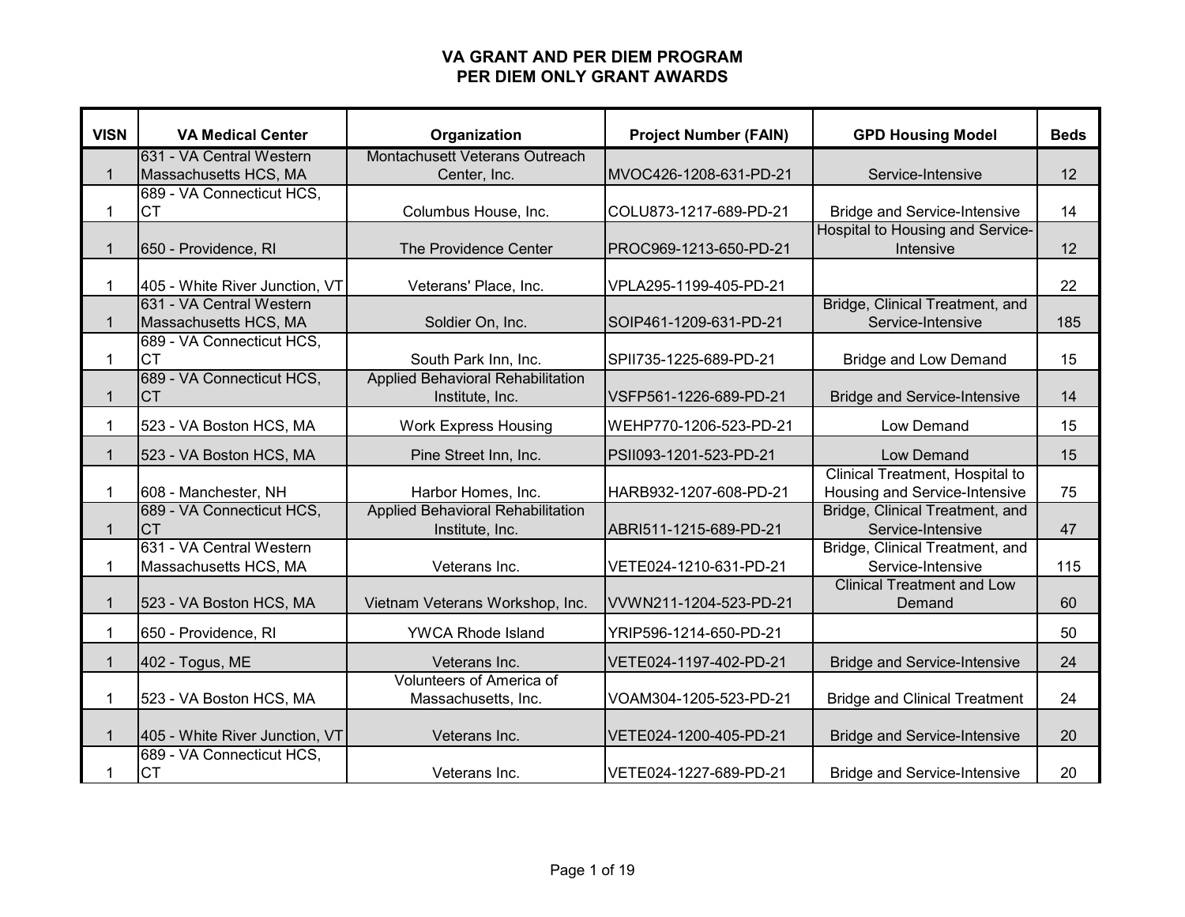# VA GRANT AND PER DIEM PROGRAM
## PER DIEM ONLY GRANT AWARDS

| VISN | VA Medical Center | Organization | Project Number (FAIN) | GPD Housing Model | Beds |
|---|---|---|---|---|---|
| 1 | 631 - VA Central Western Massachusetts HCS, MA | Montachusett Veterans Outreach Center, Inc. | MVOC426-1208-631-PD-21 | Service-Intensive | 12 |
| 1 | 689 - VA Connecticut HCS, CT | Columbus House, Inc. | COLU873-1217-689-PD-21 | Bridge and Service-Intensive | 14 |
| 1 | 650 - Providence, RI | The Providence Center | PROC969-1213-650-PD-21 | Hospital to Housing and Service-Intensive | 12 |
| 1 | 405 - White River Junction, VT | Veterans' Place, Inc. | VPLA295-1199-405-PD-21 | | 22 |
| 1 | 631 - VA Central Western Massachusetts HCS, MA | Soldier On, Inc. | SOIP461-1209-631-PD-21 | Bridge, Clinical Treatment, and Service-Intensive | 185 |
| 1 | 689 - VA Connecticut HCS, CT | South Park Inn, Inc. | SPII735-1225-689-PD-21 | Bridge and Low Demand | 15 |
| 1 | 689 - VA Connecticut HCS, CT | Applied Behavioral Rehabilitation Institute, Inc. | VSFP561-1226-689-PD-21 | Bridge and Service-Intensive | 14 |
| 1 | 523 - VA Boston HCS, MA | Work Express Housing | WEHP770-1206-523-PD-21 | Low Demand | 15 |
| 1 | 523 - VA Boston HCS, MA | Pine Street Inn, Inc. | PSII093-1201-523-PD-21 | Low Demand | 15 |
| 1 | 608 - Manchester, NH | Harbor Homes, Inc. | HARB932-1207-608-PD-21 | Clinical Treatment, Hospital to Housing and Service-Intensive | 75 |
| 1 | 689 - VA Connecticut HCS, CT | Applied Behavioral Rehabilitation Institute, Inc. | ABRI511-1215-689-PD-21 | Bridge, Clinical Treatment, and Service-Intensive | 47 |
| 1 | 631 - VA Central Western Massachusetts HCS, MA | Veterans Inc. | VETE024-1210-631-PD-21 | Bridge, Clinical Treatment, and Service-Intensive | 115 |
| 1 | 523 - VA Boston HCS, MA | Vietnam Veterans Workshop, Inc. | VVWN211-1204-523-PD-21 | Clinical Treatment and Low Demand | 60 |
| 1 | 650 - Providence, RI | YWCA Rhode Island | YRIP596-1214-650-PD-21 | | 50 |
| 1 | 402 - Togus, ME | Veterans Inc. | VETE024-1197-402-PD-21 | Bridge and Service-Intensive | 24 |
| 1 | 523 - VA Boston HCS, MA | Volunteers of America of Massachusetts, Inc. | VOAM304-1205-523-PD-21 | Bridge and Clinical Treatment | 24 |
| 1 | 405 - White River Junction, VT | Veterans Inc. | VETE024-1200-405-PD-21 | Bridge and Service-Intensive | 20 |
| 1 | 689 - VA Connecticut HCS, CT | Veterans Inc. | VETE024-1227-689-PD-21 | Bridge and Service-Intensive | 20 |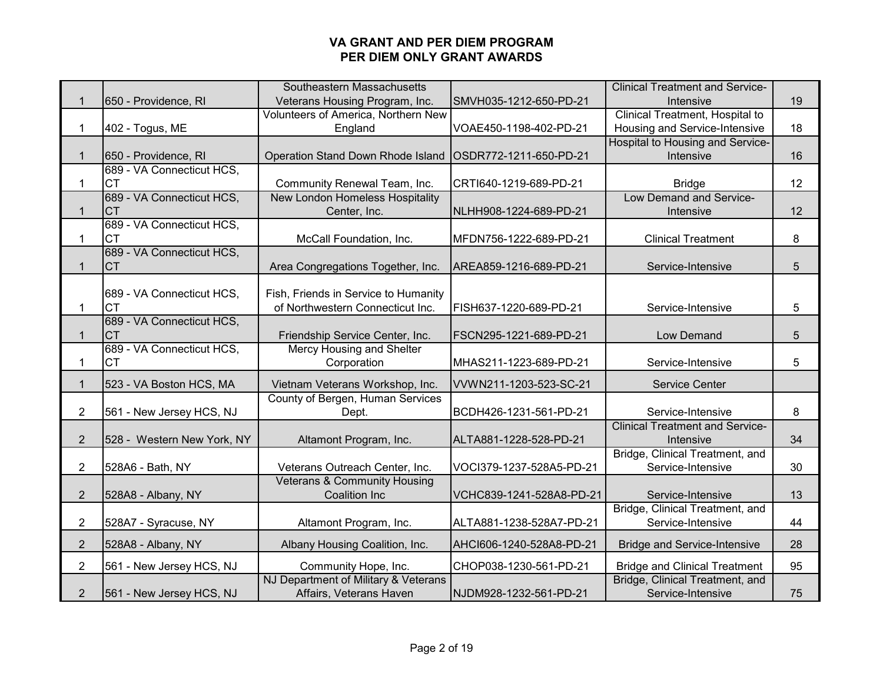# VA GRANT AND PER DIEM PROGRAM
## PER DIEM ONLY GRANT AWARDS

| | | | | | |
|---|---|---|---|---|---|
| 1 | 650 - Providence, RI | Southeastern Massachusetts Veterans Housing Program, Inc. | SMVH035-1212-650-PD-21 | Clinical Treatment and Service-Intensive | 19 |
| 1 | 402 - Togus, ME | Volunteers of America, Northern New England | VOAE450-1198-402-PD-21 | Clinical Treatment, Hospital to Housing and Service-Intensive | 18 |
| 1 | 650 - Providence, RI | Operation Stand Down Rhode Island | OSDR772-1211-650-PD-21 | Hospital to Housing and Service-Intensive | 16 |
| 1 | 689 - VA Connecticut HCS, CT | Community Renewal Team, Inc. | CRTI640-1219-689-PD-21 | Bridge | 12 |
| 1 | 689 - VA Connecticut HCS, CT | New London Homeless Hospitality Center, Inc. | NLHH908-1224-689-PD-21 | Low Demand and Service-Intensive | 12 |
| 1 | 689 - VA Connecticut HCS, CT | McCall Foundation, Inc. | MFDN756-1222-689-PD-21 | Clinical Treatment | 8 |
| 1 | 689 - VA Connecticut HCS, CT | Area Congregations Together, Inc. | AREA859-1216-689-PD-21 | Service-Intensive | 5 |
| 1 | 689 - VA Connecticut HCS, CT | Fish, Friends in Service to Humanity of Northwestern Connecticut Inc. | FISH637-1220-689-PD-21 | Service-Intensive | 5 |
| 1 | 689 - VA Connecticut HCS, CT | Friendship Service Center, Inc. | FSCN295-1221-689-PD-21 | Low Demand | 5 |
| 1 | 689 - VA Connecticut HCS, CT | Mercy Housing and Shelter Corporation | MHAS211-1223-689-PD-21 | Service-Intensive | 5 |
| 1 | 523 - VA Boston HCS, MA | Vietnam Veterans Workshop, Inc. | VVWN211-1203-523-SC-21 | Service Center | |
| 2 | 561 - New Jersey HCS, NJ | County of Bergen, Human Services Dept. | BCDH426-1231-561-PD-21 | Service-Intensive | 8 |
| 2 | 528 - Western New York, NY | Altamont Program, Inc. | ALTA881-1228-528-PD-21 | Clinical Treatment and Service-Intensive | 34 |
| 2 | 528A6 - Bath, NY | Veterans Outreach Center, Inc. | VOCI379-1237-528A5-PD-21 | Bridge, Clinical Treatment, and Service-Intensive | 30 |
| 2 | 528A8 - Albany, NY | Veterans & Community Housing Coalition Inc | VCHC839-1241-528A8-PD-21 | Service-Intensive | 13 |
| 2 | 528A7 - Syracuse, NY | Altamont Program, Inc. | ALTA881-1238-528A7-PD-21 | Bridge, Clinical Treatment, and Service-Intensive | 44 |
| 2 | 528A8 - Albany, NY | Albany Housing Coalition, Inc. | AHCI606-1240-528A8-PD-21 | Bridge and Service-Intensive | 28 |
| 2 | 561 - New Jersey HCS, NJ | Community Hope, Inc. | CHOP038-1230-561-PD-21 | Bridge and Clinical Treatment | 95 |
| 2 | 561 - New Jersey HCS, NJ | NJ Department of Military & Veterans Affairs, Veterans Haven | NJDM928-1232-561-PD-21 | Bridge, Clinical Treatment, and Service-Intensive | 75 |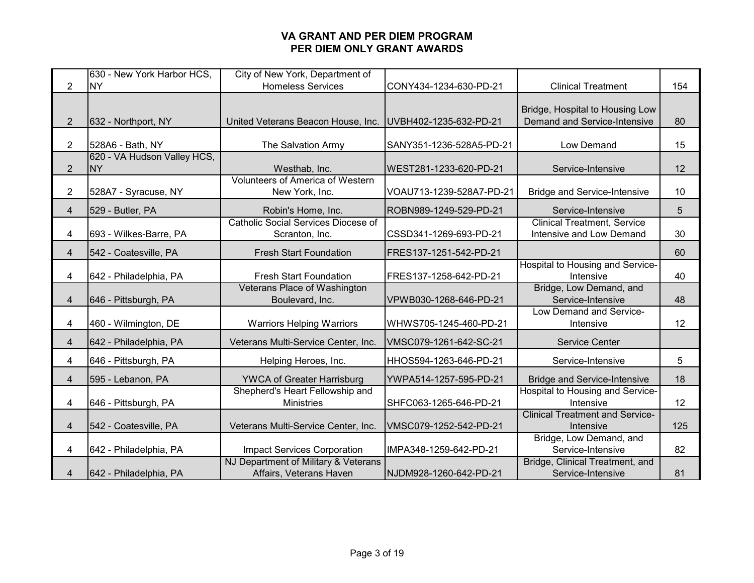# VA GRANT AND PER DIEM PROGRAM
## PER DIEM ONLY GRANT AWARDS

| | | | | | |
|---|---|---|---|---|---|
| 2 | 630 - New York Harbor HCS, NY | City of New York, Department of Homeless Services | CONY434-1234-630-PD-21 | Clinical Treatment | 154 |
| 2 | 632 - Northport, NY | United Veterans Beacon House, Inc. | UVBH402-1235-632-PD-21 | Bridge, Hospital to Housing Low Demand and Service-Intensive | 80 |
| 2 | 528A6 - Bath, NY | The Salvation Army | SANY351-1236-528A5-PD-21 | Low Demand | 15 |
| 2 | 620 - VA Hudson Valley HCS, NY | Westhab, Inc. | WEST281-1233-620-PD-21 | Service-Intensive | 12 |
| 2 | 528A7 - Syracuse, NY | Volunteers of America of Western New York, Inc. | VOAU713-1239-528A7-PD-21 | Bridge and Service-Intensive | 10 |
| 4 | 529 - Butler, PA | Robin's Home, Inc. | ROBN989-1249-529-PD-21 | Service-Intensive | 5 |
| 4 | 693 - Wilkes-Barre, PA | Catholic Social Services Diocese of Scranton, Inc. | CSSD341-1269-693-PD-21 | Clinical Treatment, Service Intensive and Low Demand | 30 |
| 4 | 542 - Coatesville, PA | Fresh Start Foundation | FRES137-1251-542-PD-21 | | 60 |
| 4 | 642 - Philadelphia, PA | Fresh Start Foundation | FRES137-1258-642-PD-21 | Hospital to Housing and Service-Intensive | 40 |
| 4 | 646 - Pittsburgh, PA | Veterans Place of Washington Boulevard, Inc. | VPWB030-1268-646-PD-21 | Bridge, Low Demand, and Service-Intensive | 48 |
| 4 | 460 - Wilmington, DE | Warriors Helping Warriors | WHWS705-1245-460-PD-21 | Low Demand and Service-Intensive | 12 |
| 4 | 642 - Philadelphia, PA | Veterans Multi-Service Center, Inc. | VMSC079-1261-642-SC-21 | Service Center | |
| 4 | 646 - Pittsburgh, PA | Helping Heroes, Inc. | HHOS594-1263-646-PD-21 | Service-Intensive | 5 |
| 4 | 595 - Lebanon, PA | YWCA of Greater Harrisburg | YWPA514-1257-595-PD-21 | Bridge and Service-Intensive | 18 |
| 4 | 646 - Pittsburgh, PA | Shepherd's Heart Fellowship and Ministries | SHFC063-1265-646-PD-21 | Hospital to Housing and Service-Intensive | 12 |
| 4 | 542 - Coatesville, PA | Veterans Multi-Service Center, Inc. | VMSC079-1252-542-PD-21 | Clinical Treatment and Service-Intensive | 125 |
| 4 | 642 - Philadelphia, PA | Impact Services Corporation | IMPA348-1259-642-PD-21 | Bridge, Low Demand, and Service-Intensive | 82 |
| 4 | 642 - Philadelphia, PA | NJ Department of Military & Veterans Affairs, Veterans Haven | NJDM928-1260-642-PD-21 | Bridge, Clinical Treatment, and Service-Intensive | 81 |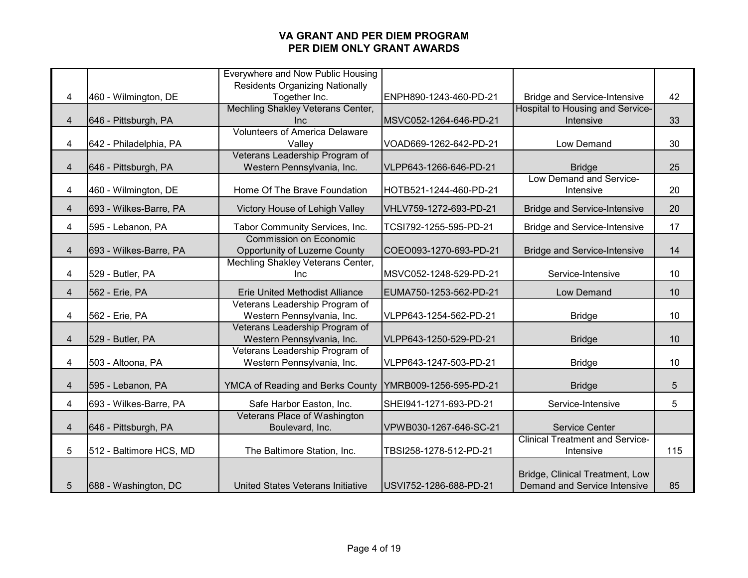# VA GRANT AND PER DIEM PROGRAM
## PER DIEM ONLY GRANT AWARDS

| | | | | | |
|---|---|---|---|---|---|
| 4 | 460 - Wilmington, DE | Everywhere and Now Public Housing Residents Organizing Nationally Together Inc. | ENPH890-1243-460-PD-21 | Bridge and Service-Intensive | 42 |
| 4 | 646 - Pittsburgh, PA | Mechling Shakley Veterans Center, Inc | MSVC052-1264-646-PD-21 | Hospital to Housing and Service-Intensive | 33 |
| 4 | 642 - Philadelphia, PA | Volunteers of America Delaware Valley | VOAD669-1262-642-PD-21 | Low Demand | 30 |
| 4 | 646 - Pittsburgh, PA | Veterans Leadership Program of Western Pennsylvania, Inc. | VLPP643-1266-646-PD-21 | Bridge | 25 |
| 4 | 460 - Wilmington, DE | Home Of The Brave Foundation | HOTB521-1244-460-PD-21 | Low Demand and Service-Intensive | 20 |
| 4 | 693 - Wilkes-Barre, PA | Victory House of Lehigh Valley | VHLV759-1272-693-PD-21 | Bridge and Service-Intensive | 20 |
| 4 | 595 - Lebanon, PA | Tabor Community Services, Inc. | TCSI792-1255-595-PD-21 | Bridge and Service-Intensive | 17 |
| 4 | 693 - Wilkes-Barre, PA | Commission on Economic Opportunity of Luzerne County | COEO093-1270-693-PD-21 | Bridge and Service-Intensive | 14 |
| 4 | 529 - Butler, PA | Mechling Shakley Veterans Center, Inc | MSVC052-1248-529-PD-21 | Service-Intensive | 10 |
| 4 | 562 - Erie, PA | Erie United Methodist Alliance | EUMA750-1253-562-PD-21 | Low Demand | 10 |
| 4 | 562 - Erie, PA | Veterans Leadership Program of Western Pennsylvania, Inc. | VLPP643-1254-562-PD-21 | Bridge | 10 |
| 4 | 529 - Butler, PA | Veterans Leadership Program of Western Pennsylvania, Inc. | VLPP643-1250-529-PD-21 | Bridge | 10 |
| 4 | 503 - Altoona, PA | Veterans Leadership Program of Western Pennsylvania, Inc. | VLPP643-1247-503-PD-21 | Bridge | 10 |
| 4 | 595 - Lebanon, PA | YMCA of Reading and Berks County | YMRB009-1256-595-PD-21 | Bridge | 5 |
| 4 | 693 - Wilkes-Barre, PA | Safe Harbor Easton, Inc. | SHEI941-1271-693-PD-21 | Service-Intensive | 5 |
| 4 | 646 - Pittsburgh, PA | Veterans Place of Washington Boulevard, Inc. | VPWB030-1267-646-SC-21 | Service Center | |
| 5 | 512 - Baltimore HCS, MD | The Baltimore Station, Inc. | TBSI258-1278-512-PD-21 | Clinical Treatment and Service-Intensive | 115 |
| 5 | 688 - Washington, DC | United States Veterans Initiative | USVI752-1286-688-PD-21 | Bridge, Clinical Treatment, Low Demand and Service Intensive | 85 |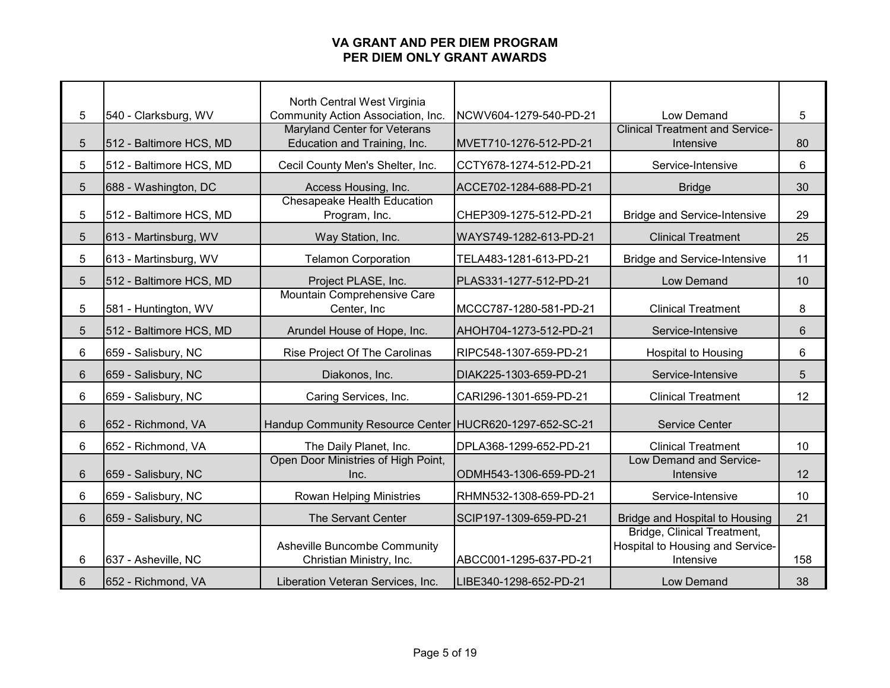# VA GRANT AND PER DIEM PROGRAM
## PER DIEM ONLY GRANT AWARDS

| | | | | | |
|---|---|---|---|---|---|
| 5 | 540 - Clarksburg, WV | North Central West Virginia Community Action Association, Inc. | NCWV604-1279-540-PD-21 | Low Demand | 5 |
| 5 | 512 - Baltimore HCS, MD | Maryland Center for Veterans Education and Training, Inc. | MVET710-1276-512-PD-21 | Clinical Treatment and Service-Intensive | 80 |
| 5 | 512 - Baltimore HCS, MD | Cecil County Men's Shelter, Inc. | CCTY678-1274-512-PD-21 | Service-Intensive | 6 |
| 5 | 688 - Washington, DC | Access Housing, Inc. | ACCE702-1284-688-PD-21 | Bridge | 30 |
| 5 | 512 - Baltimore HCS, MD | Chesapeake Health Education Program, Inc. | CHEP309-1275-512-PD-21 | Bridge and Service-Intensive | 29 |
| 5 | 613 - Martinsburg, WV | Way Station, Inc. | WAYS749-1282-613-PD-21 | Clinical Treatment | 25 |
| 5 | 613 - Martinsburg, WV | Telamon Corporation | TELA483-1281-613-PD-21 | Bridge and Service-Intensive | 11 |
| 5 | 512 - Baltimore HCS, MD | Project PLASE, Inc. | PLAS331-1277-512-PD-21 | Low Demand | 10 |
| 5 | 581 - Huntington, WV | Mountain Comprehensive Care Center, Inc | MCCC787-1280-581-PD-21 | Clinical Treatment | 8 |
| 5 | 512 - Baltimore HCS, MD | Arundel House of Hope, Inc. | AHOH704-1273-512-PD-21 | Service-Intensive | 6 |
| 6 | 659 - Salisbury, NC | Rise Project Of The Carolinas | RIPC548-1307-659-PD-21 | Hospital to Housing | 6 |
| 6 | 659 - Salisbury, NC | Diakonos, Inc. | DIAK225-1303-659-PD-21 | Service-Intensive | 5 |
| 6 | 659 - Salisbury, NC | Caring Services, Inc. | CARI296-1301-659-PD-21 | Clinical Treatment | 12 |
| 6 | 652 - Richmond, VA | Handup Community Resource Center | HUCR620-1297-652-SC-21 | Service Center | |
| 6 | 652 - Richmond, VA | The Daily Planet, Inc. | DPLA368-1299-652-PD-21 | Clinical Treatment | 10 |
| 6 | 659 - Salisbury, NC | Open Door Ministries of High Point, Inc. | ODMH543-1306-659-PD-21 | Low Demand and Service-Intensive | 12 |
| 6 | 659 - Salisbury, NC | Rowan Helping Ministries | RHMN532-1308-659-PD-21 | Service-Intensive | 10 |
| 6 | 659 - Salisbury, NC | The Servant Center | SCIP197-1309-659-PD-21 | Bridge and Hospital to Housing | 21 |
| 6 | 637 - Asheville, NC | Asheville Buncombe Community Christian Ministry, Inc. | ABCC001-1295-637-PD-21 | Bridge, Clinical Treatment, Hospital to Housing and Service-Intensive | 158 |
| 6 | 652 - Richmond, VA | Liberation Veteran Services, Inc. | LIBE340-1298-652-PD-21 | Low Demand | 38 |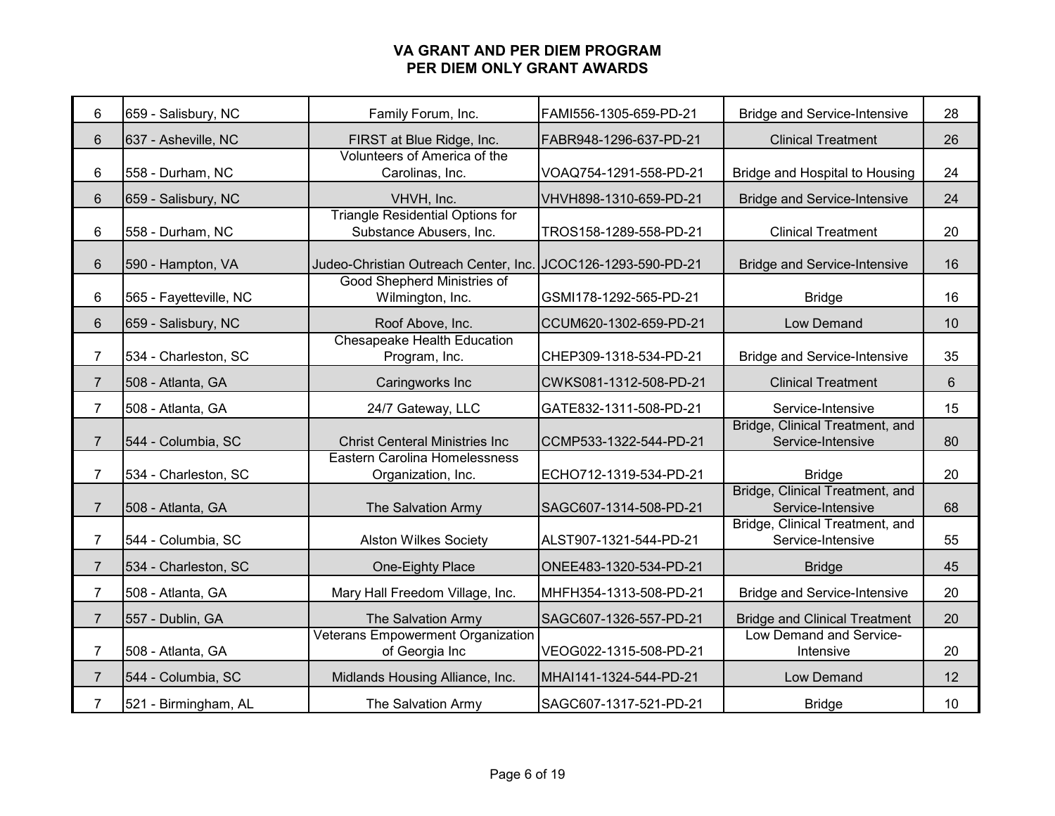# VA GRANT AND PER DIEM PROGRAM
## PER DIEM ONLY GRANT AWARDS

| | | | | | |
|---|---|---|---|---|---|
| 6 | 659 - Salisbury, NC | Family Forum, Inc. | FAMI556-1305-659-PD-21 | Bridge and Service-Intensive | 28 |
| 6 | 637 - Asheville, NC | FIRST at Blue Ridge, Inc. | FABR948-1296-637-PD-21 | Clinical Treatment | 26 |
| 6 | 558 - Durham, NC | Volunteers of America of the Carolinas, Inc. | VOAQ754-1291-558-PD-21 | Bridge and Hospital to Housing | 24 |
| 6 | 659 - Salisbury, NC | VHVH, Inc. | VHVH898-1310-659-PD-21 | Bridge and Service-Intensive | 24 |
| 6 | 558 - Durham, NC | Triangle Residential Options for Substance Abusers, Inc. | TROS158-1289-558-PD-21 | Clinical Treatment | 20 |
| 6 | 590 - Hampton, VA | Judeo-Christian Outreach Center, Inc. | JCOC126-1293-590-PD-21 | Bridge and Service-Intensive | 16 |
| 6 | 565 - Fayetteville, NC | Good Shepherd Ministries of Wilmington, Inc. | GSMI178-1292-565-PD-21 | Bridge | 16 |
| 6 | 659 - Salisbury, NC | Roof Above, Inc. | CCUM620-1302-659-PD-21 | Low Demand | 10 |
| 7 | 534 - Charleston, SC | Chesapeake Health Education Program, Inc. | CHEP309-1318-534-PD-21 | Bridge and Service-Intensive | 35 |
| 7 | 508 - Atlanta, GA | Caringworks Inc | CWKS081-1312-508-PD-21 | Clinical Treatment | 6 |
| 7 | 508 - Atlanta, GA | 24/7 Gateway, LLC | GATE832-1311-508-PD-21 | Service-Intensive | 15 |
| 7 | 544 - Columbia, SC | Christ Centeral Ministries Inc | CCMP533-1322-544-PD-21 | Bridge, Clinical Treatment, and Service-Intensive | 80 |
| 7 | 534 - Charleston, SC | Eastern Carolina Homelessness Organization, Inc. | ECHO712-1319-534-PD-21 | Bridge | 20 |
| 7 | 508 - Atlanta, GA | The Salvation Army | SAGC607-1314-508-PD-21 | Bridge, Clinical Treatment, and Service-Intensive | 68 |
| 7 | 544 - Columbia, SC | Alston Wilkes Society | ALST907-1321-544-PD-21 | Bridge, Clinical Treatment, and Service-Intensive | 55 |
| 7 | 534 - Charleston, SC | One-Eighty Place | ONEE483-1320-534-PD-21 | Bridge | 45 |
| 7 | 508 - Atlanta, GA | Mary Hall Freedom Village, Inc. | MHFH354-1313-508-PD-21 | Bridge and Service-Intensive | 20 |
| 7 | 557 - Dublin, GA | The Salvation Army | SAGC607-1326-557-PD-21 | Bridge and Clinical Treatment | 20 |
| 7 | 508 - Atlanta, GA | Veterans Empowerment Organization of Georgia Inc | VEOG022-1315-508-PD-21 | Low Demand and Service-Intensive | 20 |
| 7 | 544 - Columbia, SC | Midlands Housing Alliance, Inc. | MHAI141-1324-544-PD-21 | Low Demand | 12 |
| 7 | 521 - Birmingham, AL | The Salvation Army | SAGC607-1317-521-PD-21 | Bridge | 10 |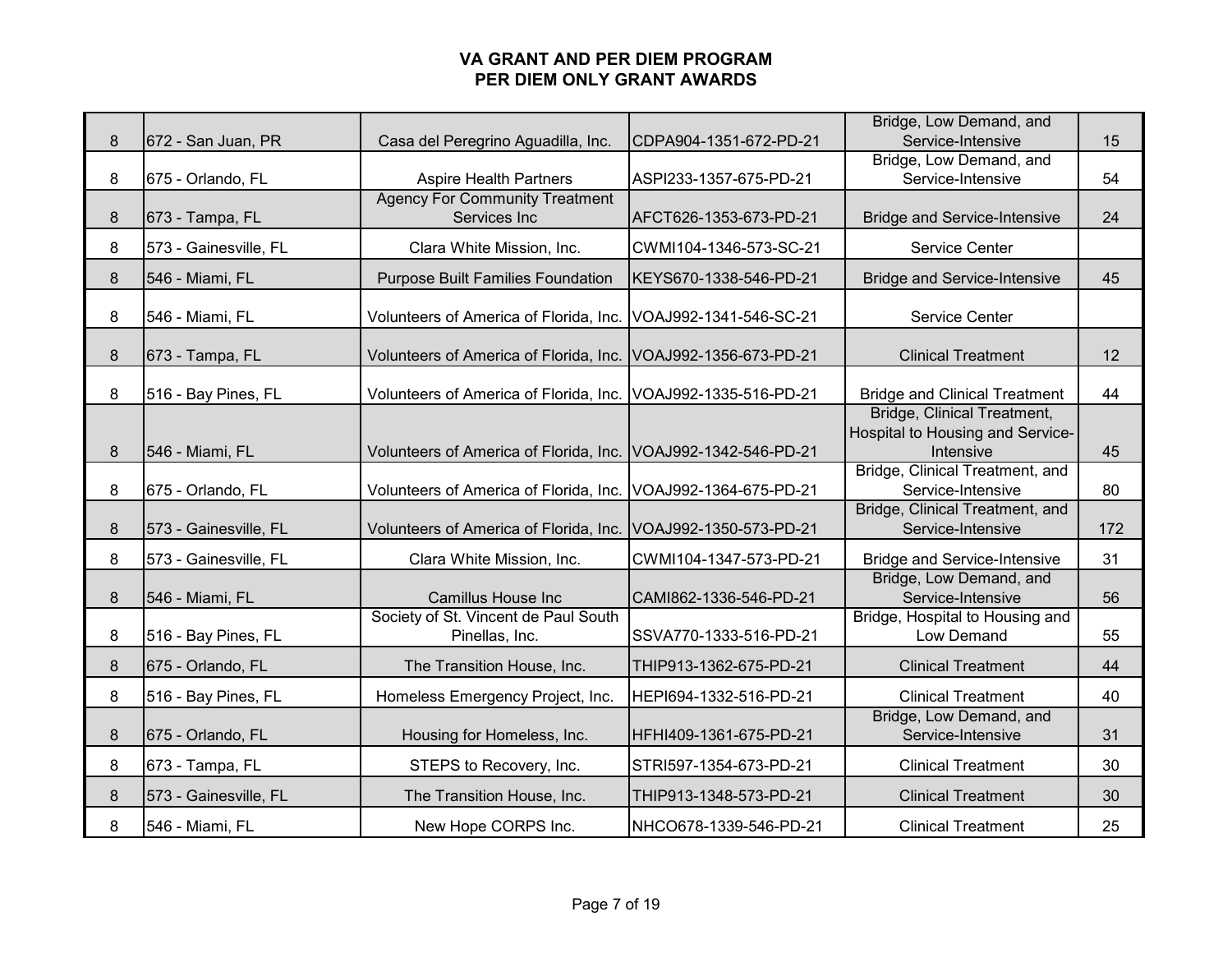# VA GRANT AND PER DIEM PROGRAM
## PER DIEM ONLY GRANT AWARDS

| | | | | | |
|---|---|---|---|---|---|
| 8 | 672 - San Juan, PR | Casa del Peregrino Aguadilla, Inc. | CDPA904-1351-672-PD-21 | Bridge, Low Demand, and Service-Intensive | 15 |
| 8 | 675 - Orlando, FL | Aspire Health Partners | ASPI233-1357-675-PD-21 | Bridge, Low Demand, and Service-Intensive | 54 |
| 8 | 673 - Tampa, FL | Agency For Community Treatment Services Inc | AFCT626-1353-673-PD-21 | Bridge and Service-Intensive | 24 |
| 8 | 573 - Gainesville, FL | Clara White Mission, Inc. | CWMI104-1346-573-SC-21 | Service Center | |
| 8 | 546 - Miami, FL | Purpose Built Families Foundation | KEYS670-1338-546-PD-21 | Bridge and Service-Intensive | 45 |
| 8 | 546 - Miami, FL | Volunteers of America of Florida, Inc. | VOAJ992-1341-546-SC-21 | Service Center | |
| 8 | 673 - Tampa, FL | Volunteers of America of Florida, Inc. | VOAJ992-1356-673-PD-21 | Clinical Treatment | 12 |
| 8 | 516 - Bay Pines, FL | Volunteers of America of Florida, Inc. | VOAJ992-1335-516-PD-21 | Bridge and Clinical Treatment | 44 |
| 8 | 546 - Miami, FL | Volunteers of America of Florida, Inc. | VOAJ992-1342-546-PD-21 | Bridge, Clinical Treatment, Hospital to Housing and Service-Intensive | 45 |
| 8 | 675 - Orlando, FL | Volunteers of America of Florida, Inc. | VOAJ992-1364-675-PD-21 | Bridge, Clinical Treatment, and Service-Intensive | 80 |
| 8 | 573 - Gainesville, FL | Volunteers of America of Florida, Inc. | VOAJ992-1350-573-PD-21 | Bridge, Clinical Treatment, and Service-Intensive | 172 |
| 8 | 573 - Gainesville, FL | Clara White Mission, Inc. | CWMI104-1347-573-PD-21 | Bridge and Service-Intensive | 31 |
| 8 | 546 - Miami, FL | Camillus House Inc | CAMI862-1336-546-PD-21 | Bridge, Low Demand, and Service-Intensive | 56 |
| 8 | 516 - Bay Pines, FL | Society of St. Vincent de Paul South Pinellas, Inc. | SSVA770-1333-516-PD-21 | Bridge, Hospital to Housing and Low Demand | 55 |
| 8 | 675 - Orlando, FL | The Transition House, Inc. | THIP913-1362-675-PD-21 | Clinical Treatment | 44 |
| 8 | 516 - Bay Pines, FL | Homeless Emergency Project, Inc. | HEPI694-1332-516-PD-21 | Clinical Treatment | 40 |
| 8 | 675 - Orlando, FL | Housing for Homeless, Inc. | HFHI409-1361-675-PD-21 | Bridge, Low Demand, and Service-Intensive | 31 |
| 8 | 673 - Tampa, FL | STEPS to Recovery, Inc. | STRI597-1354-673-PD-21 | Clinical Treatment | 30 |
| 8 | 573 - Gainesville, FL | The Transition House, Inc. | THIP913-1348-573-PD-21 | Clinical Treatment | 30 |
| 8 | 546 - Miami, FL | New Hope CORPS Inc. | NHCO678-1339-546-PD-21 | Clinical Treatment | 25 |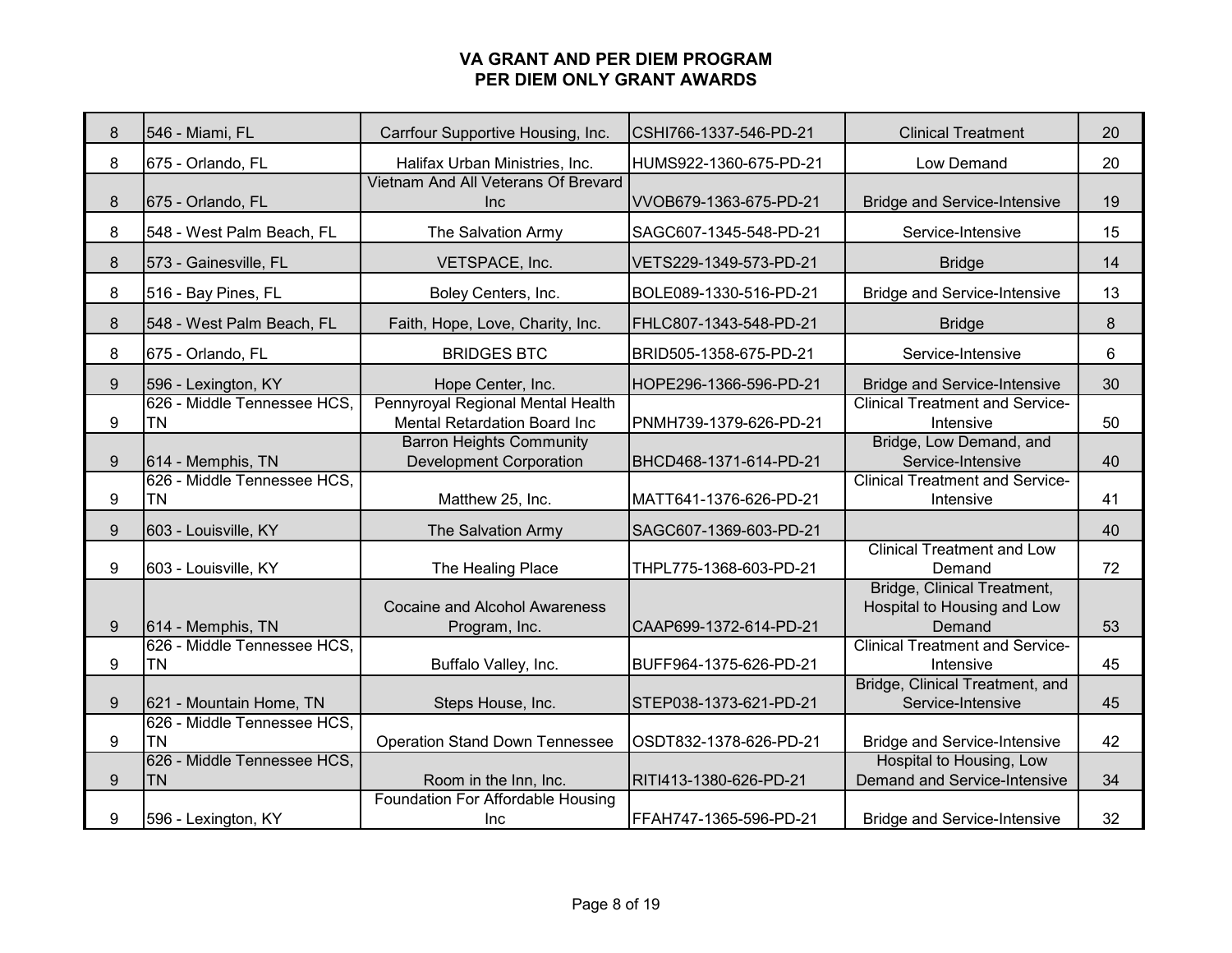# VA GRANT AND PER DIEM PROGRAM
## PER DIEM ONLY GRANT AWARDS

| | | | | | |
|---|---|---|---|---|---|
| 8 | 546 - Miami, FL | Carrfour Supportive Housing, Inc. | CSHI766-1337-546-PD-21 | Clinical Treatment | 20 |
| 8 | 675 - Orlando, FL | Halifax Urban Ministries, Inc. | HUMS922-1360-675-PD-21 | Low Demand | 20 |
| 8 | 675 - Orlando, FL | Vietnam And All Veterans Of Brevard Inc | VVOB679-1363-675-PD-21 | Bridge and Service-Intensive | 19 |
| 8 | 548 - West Palm Beach, FL | The Salvation Army | SAGC607-1345-548-PD-21 | Service-Intensive | 15 |
| 8 | 573 - Gainesville, FL | VETSPACE, Inc. | VETS229-1349-573-PD-21 | Bridge | 14 |
| 8 | 516 - Bay Pines, FL | Boley Centers, Inc. | BOLE089-1330-516-PD-21 | Bridge and Service-Intensive | 13 |
| 8 | 548 - West Palm Beach, FL | Faith, Hope, Love, Charity, Inc. | FHLC807-1343-548-PD-21 | Bridge | 8 |
| 8 | 675 - Orlando, FL | BRIDGES BTC | BRID505-1358-675-PD-21 | Service-Intensive | 6 |
| 9 | 596 - Lexington, KY | Hope Center, Inc. | HOPE296-1366-596-PD-21 | Bridge and Service-Intensive | 30 |
| 9 | 626 - Middle Tennessee HCS, TN | Pennyroyal Regional Mental Health Mental Retardation Board Inc | PNMH739-1379-626-PD-21 | Clinical Treatment and Service-Intensive | 50 |
| 9 | 614 - Memphis, TN | Barron Heights Community Development Corporation | BHCD468-1371-614-PD-21 | Bridge, Low Demand, and Service-Intensive | 40 |
| 9 | 626 - Middle Tennessee HCS, TN | Matthew 25, Inc. | MATT641-1376-626-PD-21 | Clinical Treatment and Service-Intensive | 41 |
| 9 | 603 - Louisville, KY | The Salvation Army | SAGC607-1369-603-PD-21 | | 40 |
| 9 | 603 - Louisville, KY | The Healing Place | THPL775-1368-603-PD-21 | Clinical Treatment and Low Demand | 72 |
| 9 | 614 - Memphis, TN | Cocaine and Alcohol Awareness Program, Inc. | CAAP699-1372-614-PD-21 | Bridge, Clinical Treatment, Hospital to Housing and Low Demand | 53 |
| 9 | 626 - Middle Tennessee HCS, TN | Buffalo Valley, Inc. | BUFF964-1375-626-PD-21 | Clinical Treatment and Service-Intensive | 45 |
| 9 | 621 - Mountain Home, TN | Steps House, Inc. | STEP038-1373-621-PD-21 | Bridge, Clinical Treatment, and Service-Intensive | 45 |
| 9 | 626 - Middle Tennessee HCS, TN | Operation Stand Down Tennessee | OSDT832-1378-626-PD-21 | Bridge and Service-Intensive | 42 |
| 9 | 626 - Middle Tennessee HCS, TN | Room in the Inn, Inc. | RITI413-1380-626-PD-21 | Hospital to Housing, Low Demand and Service-Intensive | 34 |
| 9 | 596 - Lexington, KY | Foundation For Affordable Housing Inc | FFAH747-1365-596-PD-21 | Bridge and Service-Intensive | 32 |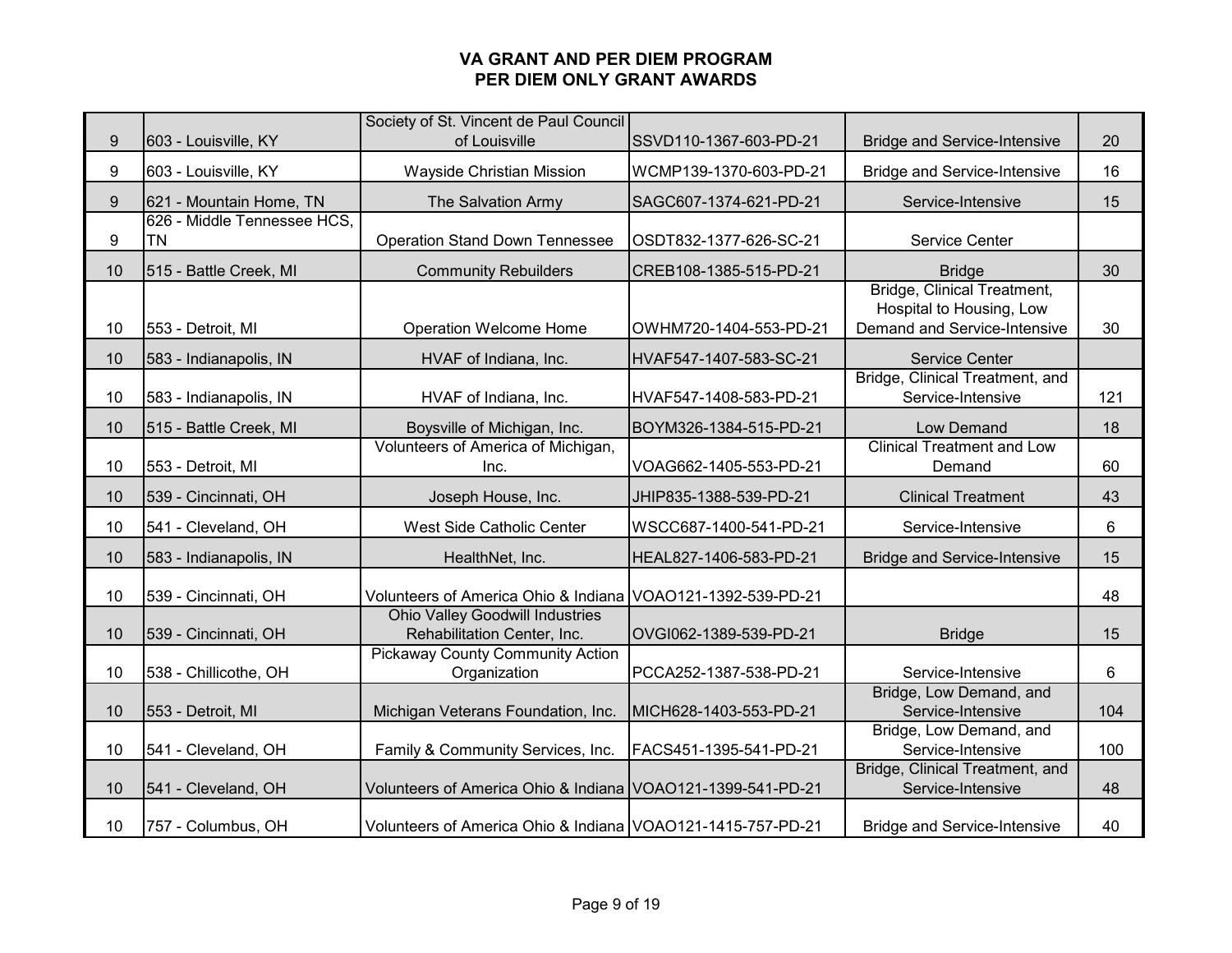# VA GRANT AND PER DIEM PROGRAM
## PER DIEM ONLY GRANT AWARDS

| | | | | | |
|---|---|---|---|---|---|
| 9 | 603 - Louisville, KY | Society of St. Vincent de Paul Council of Louisville | SSVD110-1367-603-PD-21 | Bridge and Service-Intensive | 20 |
| 9 | 603 - Louisville, KY | Wayside Christian Mission | WCMP139-1370-603-PD-21 | Bridge and Service-Intensive | 16 |
| 9 | 621 - Mountain Home, TN | The Salvation Army | SAGC607-1374-621-PD-21 | Service-Intensive | 15 |
| 9 | 626 - Middle Tennessee HCS, TN | Operation Stand Down Tennessee | OSDT832-1377-626-SC-21 | Service Center | |
| 10 | 515 - Battle Creek, MI | Community Rebuilders | CREB108-1385-515-PD-21 | Bridge | 30 |
| 10 | 553 - Detroit, MI | Operation Welcome Home | OWHM720-1404-553-PD-21 | Bridge, Clinical Treatment, Hospital to Housing, Low Demand and Service-Intensive | 30 |
| 10 | 583 - Indianapolis, IN | HVAF of Indiana, Inc. | HVAF547-1407-583-SC-21 | Service Center | |
| 10 | 583 - Indianapolis, IN | HVAF of Indiana, Inc. | HVAF547-1408-583-PD-21 | Bridge, Clinical Treatment, and Service-Intensive | 121 |
| 10 | 515 - Battle Creek, MI | Boysville of Michigan, Inc. | BOYM326-1384-515-PD-21 | Low Demand | 18 |
| 10 | 553 - Detroit, MI | Volunteers of America of Michigan, Inc. | VOAG662-1405-553-PD-21 | Clinical Treatment and Low Demand | 60 |
| 10 | 539 - Cincinnati, OH | Joseph House, Inc. | JHIP835-1388-539-PD-21 | Clinical Treatment | 43 |
| 10 | 541 - Cleveland, OH | West Side Catholic Center | WSCC687-1400-541-PD-21 | Service-Intensive | 6 |
| 10 | 583 - Indianapolis, IN | HealthNet, Inc. | HEAL827-1406-583-PD-21 | Bridge and Service-Intensive | 15 |
| 10 | 539 - Cincinnati, OH | Volunteers of America Ohio & Indiana | VOAO121-1392-539-PD-21 | | 48 |
| 10 | 539 - Cincinnati, OH | Ohio Valley Goodwill Industries Rehabilitation Center, Inc. | OVGI062-1389-539-PD-21 | Bridge | 15 |
| 10 | 538 - Chillicothe, OH | Pickaway County Community Action Organization | PCCA252-1387-538-PD-21 | Service-Intensive | 6 |
| 10 | 553 - Detroit, MI | Michigan Veterans Foundation, Inc. | MICH628-1403-553-PD-21 | Bridge, Low Demand, and Service-Intensive | 104 |
| 10 | 541 - Cleveland, OH | Family & Community Services, Inc. | FACS451-1395-541-PD-21 | Bridge, Low Demand, and Service-Intensive | 100 |
| 10 | 541 - Cleveland, OH | Volunteers of America Ohio & Indiana | VOAO121-1399-541-PD-21 | Bridge, Clinical Treatment, and Service-Intensive | 48 |
| 10 | 757 - Columbus, OH | Volunteers of America Ohio & Indiana | VOAO121-1415-757-PD-21 | Bridge and Service-Intensive | 40 |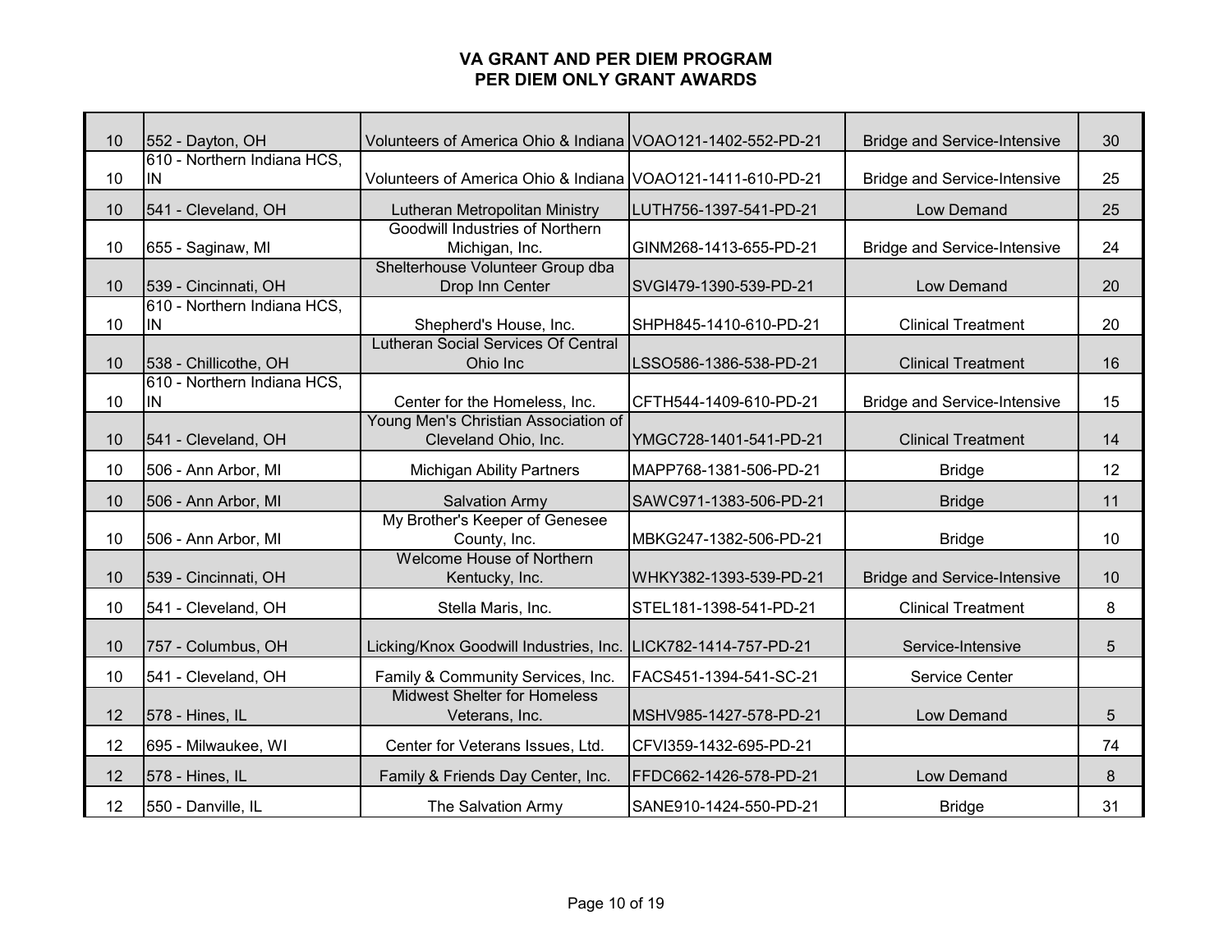# VA GRANT AND PER DIEM PROGRAM
## PER DIEM ONLY GRANT AWARDS

| | | | | | |
|---|---|---|---|---|---|
| 10 | 552 - Dayton, OH | Volunteers of America Ohio & Indiana | VOAO121-1402-552-PD-21 | Bridge and Service-Intensive | 30 |
| 10 | 610 - Northern Indiana HCS, IN | Volunteers of America Ohio & Indiana | VOAO121-1411-610-PD-21 | Bridge and Service-Intensive | 25 |
| 10 | 541 - Cleveland, OH | Lutheran Metropolitan Ministry | LUTH756-1397-541-PD-21 | Low Demand | 25 |
| 10 | 655 - Saginaw, MI | Goodwill Industries of Northern Michigan, Inc. | GINM268-1413-655-PD-21 | Bridge and Service-Intensive | 24 |
| 10 | 539 - Cincinnati, OH | Shelterhouse Volunteer Group dba Drop Inn Center | SVGI479-1390-539-PD-21 | Low Demand | 20 |
| 10 | 610 - Northern Indiana HCS, IN | Shepherd's House, Inc. | SHPH845-1410-610-PD-21 | Clinical Treatment | 20 |
| 10 | 538 - Chillicothe, OH | Lutheran Social Services Of Central Ohio Inc | LSSO586-1386-538-PD-21 | Clinical Treatment | 16 |
| 10 | 610 - Northern Indiana HCS, IN | Center for the Homeless, Inc. | CFTH544-1409-610-PD-21 | Bridge and Service-Intensive | 15 |
| 10 | 541 - Cleveland, OH | Young Men's Christian Association of Cleveland Ohio, Inc. | YMGC728-1401-541-PD-21 | Clinical Treatment | 14 |
| 10 | 506 - Ann Arbor, MI | Michigan Ability Partners | MAPP768-1381-506-PD-21 | Bridge | 12 |
| 10 | 506 - Ann Arbor, MI | Salvation Army | SAWC971-1383-506-PD-21 | Bridge | 11 |
| 10 | 506 - Ann Arbor, MI | My Brother's Keeper of Genesee County, Inc. | MBKG247-1382-506-PD-21 | Bridge | 10 |
| 10 | 539 - Cincinnati, OH | Welcome House of Northern Kentucky, Inc. | WHKY382-1393-539-PD-21 | Bridge and Service-Intensive | 10 |
| 10 | 541 - Cleveland, OH | Stella Maris, Inc. | STEL181-1398-541-PD-21 | Clinical Treatment | 8 |
| 10 | 757 - Columbus, OH | Licking/Knox Goodwill Industries, Inc. | LICK782-1414-757-PD-21 | Service-Intensive | 5 |
| 10 | 541 - Cleveland, OH | Family & Community Services, Inc. | FACS451-1394-541-SC-21 | Service Center | |
| 12 | 578 - Hines, IL | Midwest Shelter for Homeless Veterans, Inc. | MSHV985-1427-578-PD-21 | Low Demand | 5 |
| 12 | 695 - Milwaukee, WI | Center for Veterans Issues, Ltd. | CFVI359-1432-695-PD-21 | | 74 |
| 12 | 578 - Hines, IL | Family & Friends Day Center, Inc. | FFDC662-1426-578-PD-21 | Low Demand | 8 |
| 12 | 550 - Danville, IL | The Salvation Army | SANE910-1424-550-PD-21 | Bridge | 31 |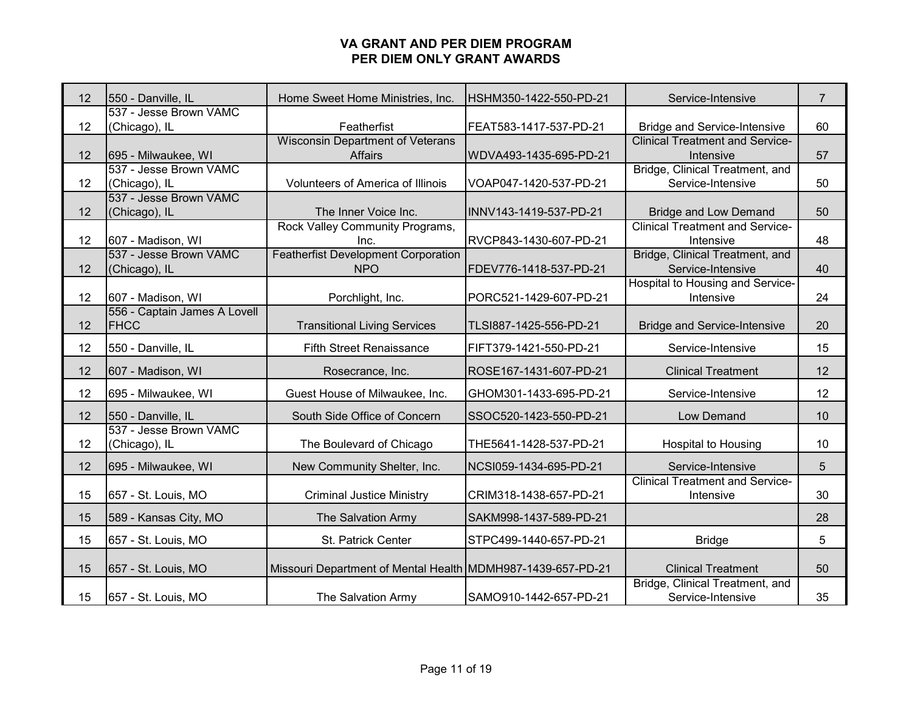# VA GRANT AND PER DIEM PROGRAM
## PER DIEM ONLY GRANT AWARDS

| | | | | | |
|---|---|---|---|---|---|
| 12 | 550 - Danville, IL | Home Sweet Home Ministries, Inc. | HSHM350-1422-550-PD-21 | Service-Intensive | 7 |
| 12 | 537 - Jesse Brown VAMC (Chicago), IL | Featherfist | FEAT583-1417-537-PD-21 | Bridge and Service-Intensive | 60 |
| 12 | 695 - Milwaukee, WI | Wisconsin Department of Veterans Affairs | WDVA493-1435-695-PD-21 | Clinical Treatment and Service-Intensive | 57 |
| 12 | 537 - Jesse Brown VAMC (Chicago), IL | Volunteers of America of Illinois | VOAP047-1420-537-PD-21 | Bridge, Clinical Treatment, and Service-Intensive | 50 |
| 12 | 537 - Jesse Brown VAMC (Chicago), IL | The Inner Voice Inc. | INNV143-1419-537-PD-21 | Bridge and Low Demand | 50 |
| 12 | 607 - Madison, WI | Rock Valley Community Programs, Inc. | RVCP843-1430-607-PD-21 | Clinical Treatment and Service-Intensive | 48 |
| 12 | 537 - Jesse Brown VAMC (Chicago), IL | Featherfist Development Corporation NPO | FDEV776-1418-537-PD-21 | Bridge, Clinical Treatment, and Service-Intensive | 40 |
| 12 | 607 - Madison, WI | Porchlight, Inc. | PORC521-1429-607-PD-21 | Hospital to Housing and Service-Intensive | 24 |
| 12 | 556 - Captain James A Lovell FHCC | Transitional Living Services | TLSI887-1425-556-PD-21 | Bridge and Service-Intensive | 20 |
| 12 | 550 - Danville, IL | Fifth Street Renaissance | FIFT379-1421-550-PD-21 | Service-Intensive | 15 |
| 12 | 607 - Madison, WI | Rosecrance, Inc. | ROSE167-1431-607-PD-21 | Clinical Treatment | 12 |
| 12 | 695 - Milwaukee, WI | Guest House of Milwaukee, Inc. | GHOM301-1433-695-PD-21 | Service-Intensive | 12 |
| 12 | 550 - Danville, IL | South Side Office of Concern | SSOC520-1423-550-PD-21 | Low Demand | 10 |
| 12 | 537 - Jesse Brown VAMC (Chicago), IL | The Boulevard of Chicago | THE5641-1428-537-PD-21 | Hospital to Housing | 10 |
| 12 | 695 - Milwaukee, WI | New Community Shelter, Inc. | NCSI059-1434-695-PD-21 | Service-Intensive | 5 |
| 15 | 657 - St. Louis, MO | Criminal Justice Ministry | CRIM318-1438-657-PD-21 | Clinical Treatment and Service-Intensive | 30 |
| 15 | 589 - Kansas City, MO | The Salvation Army | SAKM998-1437-589-PD-21 | | 28 |
| 15 | 657 - St. Louis, MO | St. Patrick Center | STPC499-1440-657-PD-21 | Bridge | 5 |
| 15 | 657 - St. Louis, MO | Missouri Department of Mental Health | MDMH987-1439-657-PD-21 | Clinical Treatment | 50 |
| 15 | 657 - St. Louis, MO | The Salvation Army | SAMO910-1442-657-PD-21 | Bridge, Clinical Treatment, and Service-Intensive | 35 |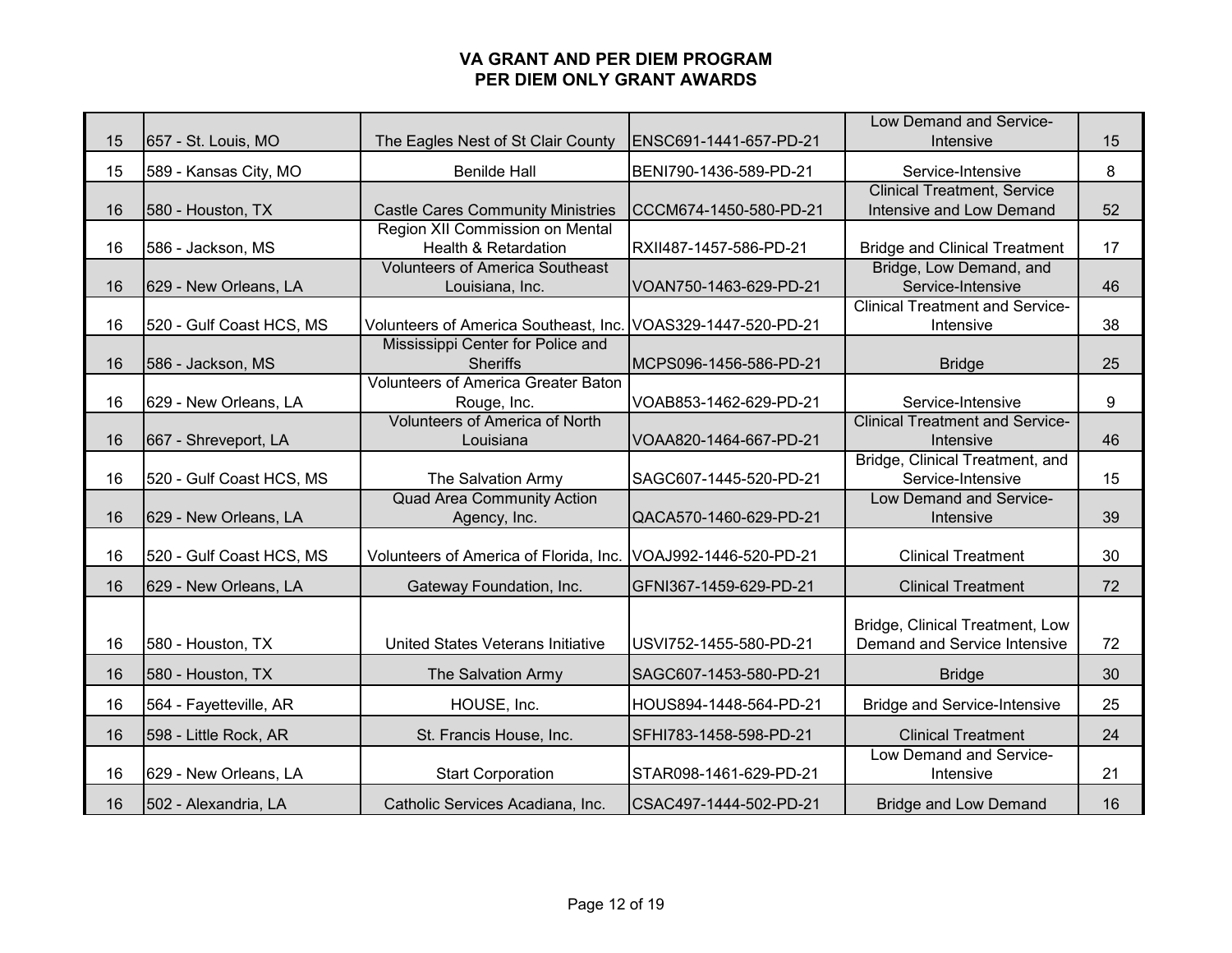# VA GRANT AND PER DIEM PROGRAM
# PER DIEM ONLY GRANT AWARDS

| | | | | | |
|---|---|---|---|---|---|
| 15 | 657 - St. Louis, MO | The Eagles Nest of St Clair County | ENSC691-1441-657-PD-21 | Low Demand and Service-Intensive | 15 |
| 15 | 589 - Kansas City, MO | Benilde Hall | BENI790-1436-589-PD-21 | Service-Intensive | 8 |
| 16 | 580 - Houston, TX | Castle Cares Community Ministries | CCCM674-1450-580-PD-21 | Clinical Treatment, Service Intensive and Low Demand | 52 |
| 16 | 586 - Jackson, MS | Region XII Commission on Mental Health & Retardation | RXII487-1457-586-PD-21 | Bridge and Clinical Treatment | 17 |
| 16 | 629 - New Orleans, LA | Volunteers of America Southeast Louisiana, Inc. | VOAN750-1463-629-PD-21 | Bridge, Low Demand, and Service-Intensive | 46 |
| 16 | 520 - Gulf Coast HCS, MS | Volunteers of America Southeast, Inc. | VOAS329-1447-520-PD-21 | Clinical Treatment and Service-Intensive | 38 |
| 16 | 586 - Jackson, MS | Mississippi Center for Police and Sheriffs | MCPS096-1456-586-PD-21 | Bridge | 25 |
| 16 | 629 - New Orleans, LA | Volunteers of America Greater Baton Rouge, Inc. | VOAB853-1462-629-PD-21 | Service-Intensive | 9 |
| 16 | 667 - Shreveport, LA | Volunteers of America of North Louisiana | VOAA820-1464-667-PD-21 | Clinical Treatment and Service-Intensive | 46 |
| 16 | 520 - Gulf Coast HCS, MS | The Salvation Army | SAGC607-1445-520-PD-21 | Bridge, Clinical Treatment, and Service-Intensive | 15 |
| 16 | 629 - New Orleans, LA | Quad Area Community Action Agency, Inc. | QACA570-1460-629-PD-21 | Low Demand and Service-Intensive | 39 |
| 16 | 520 - Gulf Coast HCS, MS | Volunteers of America of Florida, Inc. | VOAJ992-1446-520-PD-21 | Clinical Treatment | 30 |
| 16 | 629 - New Orleans, LA | Gateway Foundation, Inc. | GFNI367-1459-629-PD-21 | Clinical Treatment | 72 |
| 16 | 580 - Houston, TX | United States Veterans Initiative | USVI752-1455-580-PD-21 | Bridge, Clinical Treatment, Low Demand and Service Intensive | 72 |
| 16 | 580 - Houston, TX | The Salvation Army | SAGC607-1453-580-PD-21 | Bridge | 30 |
| 16 | 564 - Fayetteville, AR | HOUSE, Inc. | HOUS894-1448-564-PD-21 | Bridge and Service-Intensive | 25 |
| 16 | 598 - Little Rock, AR | St. Francis House, Inc. | SFHI783-1458-598-PD-21 | Clinical Treatment | 24 |
| 16 | 629 - New Orleans, LA | Start Corporation | STAR098-1461-629-PD-21 | Low Demand and Service-Intensive | 21 |
| 16 | 502 - Alexandria, LA | Catholic Services Acadiana, Inc. | CSAC497-1444-502-PD-21 | Bridge and Low Demand | 16 |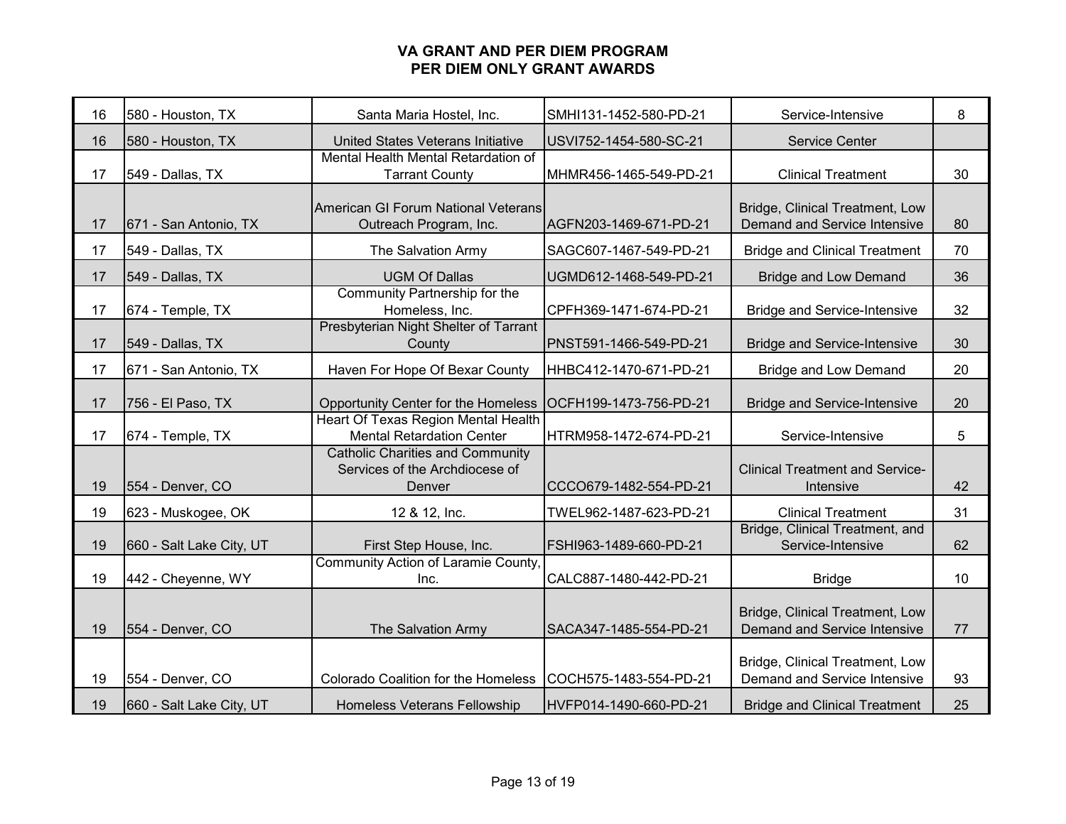# VA GRANT AND PER DIEM PROGRAM
## PER DIEM ONLY GRANT AWARDS

| | | | | | |
|---|---|---|---|---|---|
| 16 | 580 - Houston, TX | Santa Maria Hostel, Inc. | SMHI131-1452-580-PD-21 | Service-Intensive | 8 |
| 16 | 580 - Houston, TX | United States Veterans Initiative | USVI752-1454-580-SC-21 | Service Center | |
| 17 | 549 - Dallas, TX | Mental Health Mental Retardation of Tarrant County | MHMR456-1465-549-PD-21 | Clinical Treatment | 30 |
| 17 | 671 - San Antonio, TX | American GI Forum National Veterans Outreach Program, Inc. | AGFN203-1469-671-PD-21 | Bridge, Clinical Treatment, Low Demand and Service Intensive | 80 |
| 17 | 549 - Dallas, TX | The Salvation Army | SAGC607-1467-549-PD-21 | Bridge and Clinical Treatment | 70 |
| 17 | 549 - Dallas, TX | UGM Of Dallas | UGMD612-1468-549-PD-21 | Bridge and Low Demand | 36 |
| 17 | 674 - Temple, TX | Community Partnership for the Homeless, Inc. | CPFH369-1471-674-PD-21 | Bridge and Service-Intensive | 32 |
| 17 | 549 - Dallas, TX | Presbyterian Night Shelter of Tarrant County | PNST591-1466-549-PD-21 | Bridge and Service-Intensive | 30 |
| 17 | 671 - San Antonio, TX | Haven For Hope Of Bexar County | HHBC412-1470-671-PD-21 | Bridge and Low Demand | 20 |
| 17 | 756 - El Paso, TX | Opportunity Center for the Homeless | OCFH199-1473-756-PD-21 | Bridge and Service-Intensive | 20 |
| 17 | 674 - Temple, TX | Heart Of Texas Region Mental Health Mental Retardation Center | HTRM958-1472-674-PD-21 | Service-Intensive | 5 |
| 19 | 554 - Denver, CO | Catholic Charities and Community Services of the Archdiocese of Denver | CCCO679-1482-554-PD-21 | Clinical Treatment and Service-Intensive | 42 |
| 19 | 623 - Muskogee, OK | 12 & 12, Inc. | TWEL962-1487-623-PD-21 | Clinical Treatment | 31 |
| 19 | 660 - Salt Lake City, UT | First Step House, Inc. | FSHI963-1489-660-PD-21 | Bridge, Clinical Treatment, and Service-Intensive | 62 |
| 19 | 442 - Cheyenne, WY | Community Action of Laramie County, Inc. | CALC887-1480-442-PD-21 | Bridge | 10 |
| 19 | 554 - Denver, CO | The Salvation Army | SACA347-1485-554-PD-21 | Bridge, Clinical Treatment, Low Demand and Service Intensive | 77 |
| 19 | 554 - Denver, CO | Colorado Coalition for the Homeless | COCH575-1483-554-PD-21 | Bridge, Clinical Treatment, Low Demand and Service Intensive | 93 |
| 19 | 660 - Salt Lake City, UT | Homeless Veterans Fellowship | HVFP014-1490-660-PD-21 | Bridge and Clinical Treatment | 25 |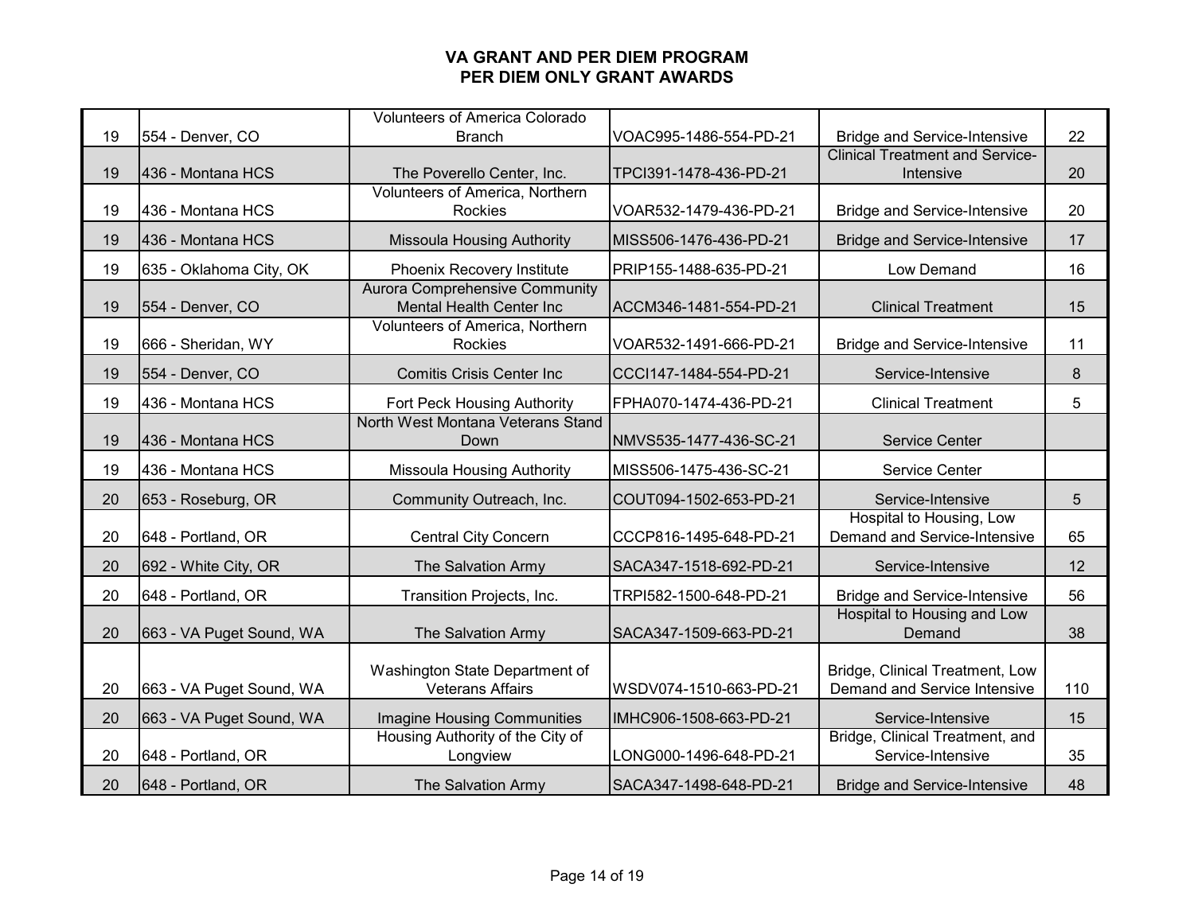# VA GRANT AND PER DIEM PROGRAM
## PER DIEM ONLY GRANT AWARDS

| | | | | | |
|---|---|---|---|---|---|
| 19 | 554 - Denver, CO | Volunteers of America Colorado Branch | VOAC995-1486-554-PD-21 | Bridge and Service-Intensive | 22 |
| 19 | 436 - Montana HCS | The Poverello Center, Inc. | TPCI391-1478-436-PD-21 | Clinical Treatment and Service-Intensive | 20 |
| 19 | 436 - Montana HCS | Volunteers of America, Northern Rockies | VOAR532-1479-436-PD-21 | Bridge and Service-Intensive | 20 |
| 19 | 436 - Montana HCS | Missoula Housing Authority | MISS506-1476-436-PD-21 | Bridge and Service-Intensive | 17 |
| 19 | 635 - Oklahoma City, OK | Phoenix Recovery Institute | PRIP155-1488-635-PD-21 | Low Demand | 16 |
| 19 | 554 - Denver, CO | Aurora Comprehensive Community Mental Health Center Inc | ACCM346-1481-554-PD-21 | Clinical Treatment | 15 |
| 19 | 666 - Sheridan, WY | Volunteers of America, Northern Rockies | VOAR532-1491-666-PD-21 | Bridge and Service-Intensive | 11 |
| 19 | 554 - Denver, CO | Comitis Crisis Center Inc | CCCI147-1484-554-PD-21 | Service-Intensive | 8 |
| 19 | 436 - Montana HCS | Fort Peck Housing Authority | FPHA070-1474-436-PD-21 | Clinical Treatment | 5 |
| 19 | 436 - Montana HCS | North West Montana Veterans Stand Down | NMVS535-1477-436-SC-21 | Service Center | |
| 19 | 436 - Montana HCS | Missoula Housing Authority | MISS506-1475-436-SC-21 | Service Center | |
| 20 | 653 - Roseburg, OR | Community Outreach, Inc. | COUT094-1502-653-PD-21 | Service-Intensive | 5 |
| 20 | 648 - Portland, OR | Central City Concern | CCCP816-1495-648-PD-21 | Hospital to Housing, Low Demand and Service-Intensive | 65 |
| 20 | 692 - White City, OR | The Salvation Army | SACA347-1518-692-PD-21 | Service-Intensive | 12 |
| 20 | 648 - Portland, OR | Transition Projects, Inc. | TRPI582-1500-648-PD-21 | Bridge and Service-Intensive | 56 |
| 20 | 663 - VA Puget Sound, WA | The Salvation Army | SACA347-1509-663-PD-21 | Hospital to Housing and Low Demand | 38 |
| 20 | 663 - VA Puget Sound, WA | Washington State Department of Veterans Affairs | WSDV074-1510-663-PD-21 | Bridge, Clinical Treatment, Low Demand and Service Intensive | 110 |
| 20 | 663 - VA Puget Sound, WA | Imagine Housing Communities | IMHC906-1508-663-PD-21 | Service-Intensive | 15 |
| 20 | 648 - Portland, OR | Housing Authority of the City of Longview | LONG000-1496-648-PD-21 | Bridge, Clinical Treatment, and Service-Intensive | 35 |
| 20 | 648 - Portland, OR | The Salvation Army | SACA347-1498-648-PD-21 | Bridge and Service-Intensive | 48 |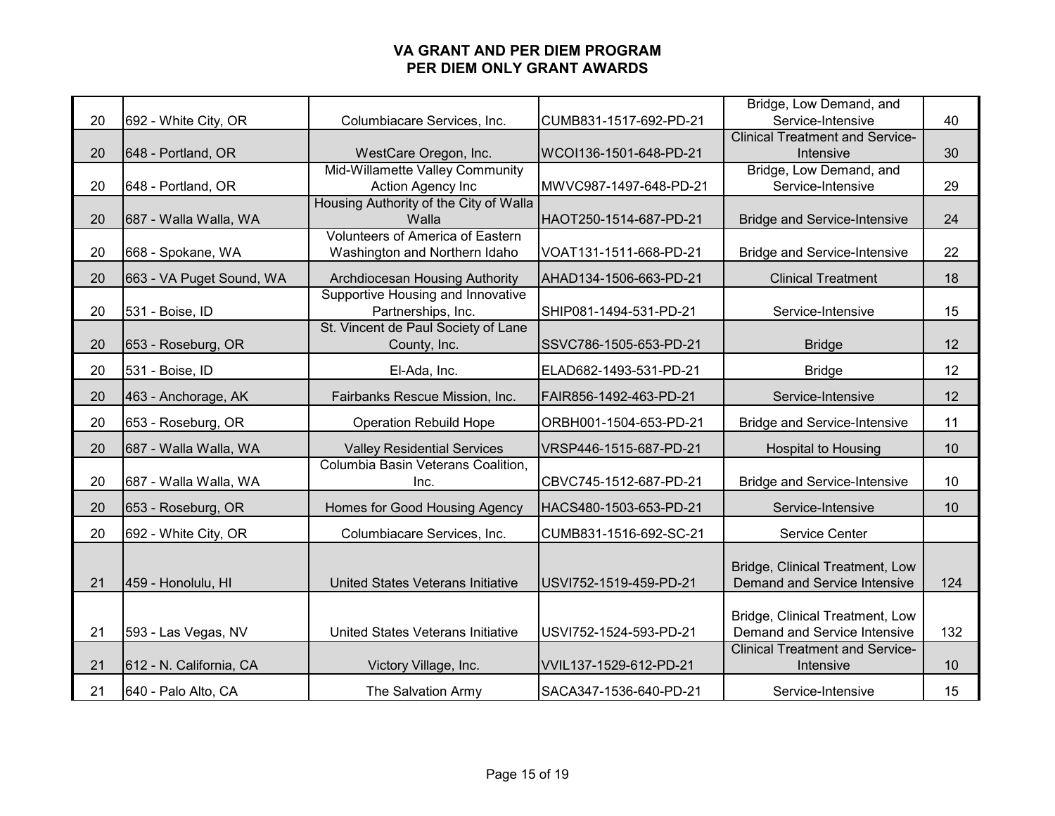# VA GRANT AND PER DIEM PROGRAM
## PER DIEM ONLY GRANT AWARDS

| | | | | | |
|---|---|---|---|---|---|
| 20 | 692 - White City, OR | Columbiacare Services, Inc. | CUMB831-1517-692-PD-21 | Bridge, Low Demand, and Service-Intensive | 40 |
| 20 | 648 - Portland, OR | WestCare Oregon, Inc. | WCOI136-1501-648-PD-21 | Clinical Treatment and Service-Intensive | 30 |
| 20 | 648 - Portland, OR | Mid-Willamette Valley Community Action Agency Inc | MWVC987-1497-648-PD-21 | Bridge, Low Demand, and Service-Intensive | 29 |
| 20 | 687 - Walla Walla, WA | Housing Authority of the City of Walla Walla | HAOT250-1514-687-PD-21 | Bridge and Service-Intensive | 24 |
| 20 | 668 - Spokane, WA | Volunteers of America of Eastern Washington and Northern Idaho | VOAT131-1511-668-PD-21 | Bridge and Service-Intensive | 22 |
| 20 | 663 - VA Puget Sound, WA | Archdiocesan Housing Authority | AHAD134-1506-663-PD-21 | Clinical Treatment | 18 |
| 20 | 531 - Boise, ID | Supportive Housing and Innovative Partnerships, Inc. | SHIP081-1494-531-PD-21 | Service-Intensive | 15 |
| 20 | 653 - Roseburg, OR | St. Vincent de Paul Society of Lane County, Inc. | SSVC786-1505-653-PD-21 | Bridge | 12 |
| 20 | 531 - Boise, ID | El-Ada, Inc. | ELAD682-1493-531-PD-21 | Bridge | 12 |
| 20 | 463 - Anchorage, AK | Fairbanks Rescue Mission, Inc. | FAIR856-1492-463-PD-21 | Service-Intensive | 12 |
| 20 | 653 - Roseburg, OR | Operation Rebuild Hope | ORBH001-1504-653-PD-21 | Bridge and Service-Intensive | 11 |
| 20 | 687 - Walla Walla, WA | Valley Residential Services | VRSP446-1515-687-PD-21 | Hospital to Housing | 10 |
| 20 | 687 - Walla Walla, WA | Columbia Basin Veterans Coalition, Inc. | CBVC745-1512-687-PD-21 | Bridge and Service-Intensive | 10 |
| 20 | 653 - Roseburg, OR | Homes for Good Housing Agency | HACS480-1503-653-PD-21 | Service-Intensive | 10 |
| 20 | 692 - White City, OR | Columbiacare Services, Inc. | CUMB831-1516-692-SC-21 | Service Center | |
| 21 | 459 - Honolulu, HI | United States Veterans Initiative | USVI752-1519-459-PD-21 | Bridge, Clinical Treatment, Low Demand and Service Intensive | 124 |
| 21 | 593 - Las Vegas, NV | United States Veterans Initiative | USVI752-1524-593-PD-21 | Bridge, Clinical Treatment, Low Demand and Service Intensive | 132 |
| 21 | 612 - N. California, CA | Victory Village, Inc. | VVIL137-1529-612-PD-21 | Clinical Treatment and Service-Intensive | 10 |
| 21 | 640 - Palo Alto, CA | The Salvation Army | SACA347-1536-640-PD-21 | Service-Intensive | 15 |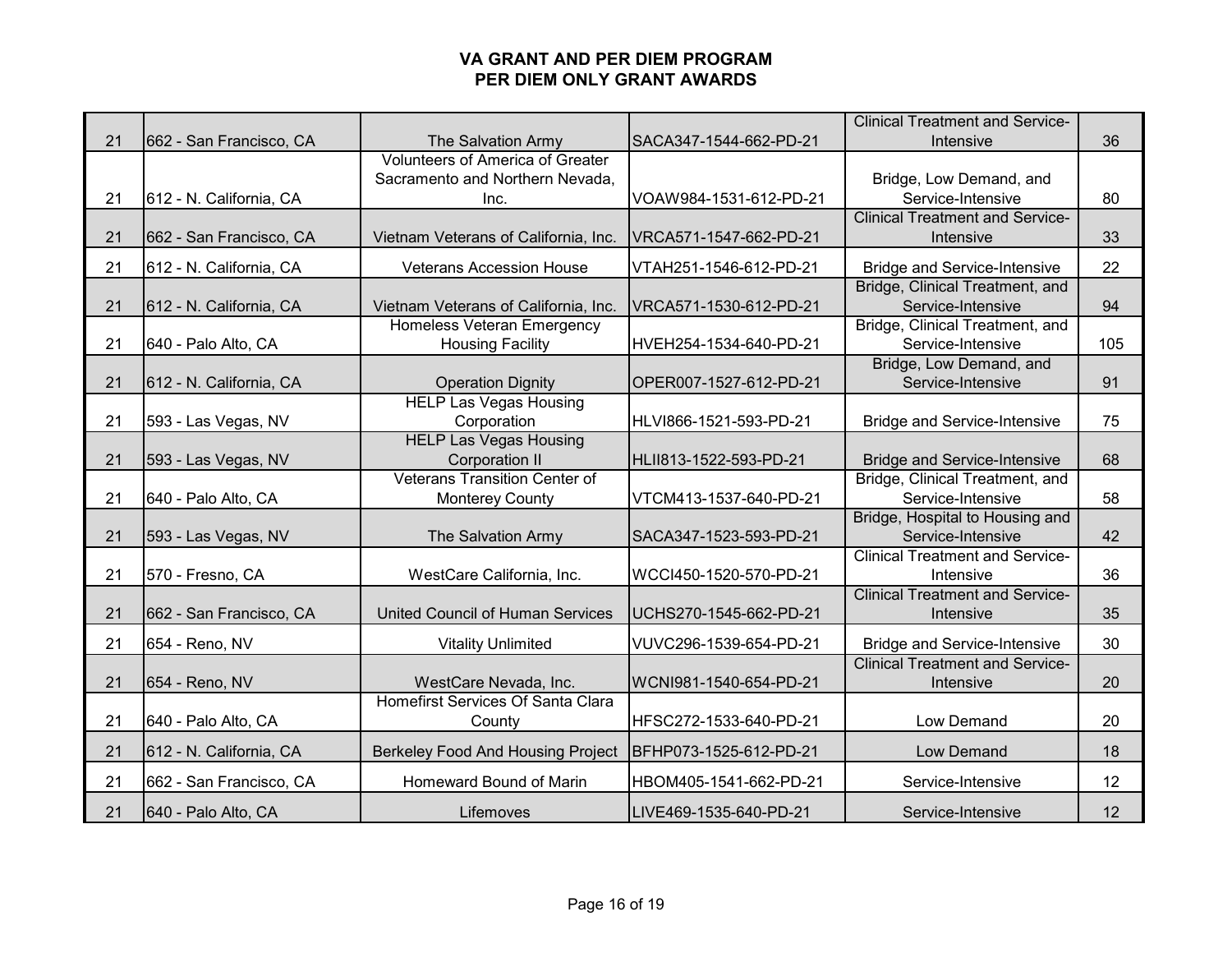# VA GRANT AND PER DIEM PROGRAM
## PER DIEM ONLY GRANT AWARDS

| | | | | | |
|---|---|---|---|---|---|
| 21 | 662 - San Francisco, CA | The Salvation Army | SACA347-1544-662-PD-21 | Clinical Treatment and Service-Intensive | 36 |
| 21 | 612 - N. California, CA | Volunteers of America of Greater Sacramento and Northern Nevada, Inc. | VOAW984-1531-612-PD-21 | Bridge, Low Demand, and Service-Intensive | 80 |
| 21 | 662 - San Francisco, CA | Vietnam Veterans of California, Inc. | VRCA571-1547-662-PD-21 | Clinical Treatment and Service-Intensive | 33 |
| 21 | 612 - N. California, CA | Veterans Accession House | VTAH251-1546-612-PD-21 | Bridge and Service-Intensive | 22 |
| 21 | 612 - N. California, CA | Vietnam Veterans of California, Inc. | VRCA571-1530-612-PD-21 | Bridge, Clinical Treatment, and Service-Intensive | 94 |
| 21 | 640 - Palo Alto, CA | Homeless Veteran Emergency Housing Facility | HVEH254-1534-640-PD-21 | Bridge, Clinical Treatment, and Service-Intensive | 105 |
| 21 | 612 - N. California, CA | Operation Dignity | OPER007-1527-612-PD-21 | Bridge, Low Demand, and Service-Intensive | 91 |
| 21 | 593 - Las Vegas, NV | HELP Las Vegas Housing Corporation | HLVI866-1521-593-PD-21 | Bridge and Service-Intensive | 75 |
| 21 | 593 - Las Vegas, NV | HELP Las Vegas Housing Corporation II | HLII813-1522-593-PD-21 | Bridge and Service-Intensive | 68 |
| 21 | 640 - Palo Alto, CA | Veterans Transition Center of Monterey County | VTCM413-1537-640-PD-21 | Bridge, Clinical Treatment, and Service-Intensive | 58 |
| 21 | 593 - Las Vegas, NV | The Salvation Army | SACA347-1523-593-PD-21 | Bridge, Hospital to Housing and Service-Intensive | 42 |
| 21 | 570 - Fresno, CA | WestCare California, Inc. | WCCI450-1520-570-PD-21 | Clinical Treatment and Service-Intensive | 36 |
| 21 | 662 - San Francisco, CA | United Council of Human Services | UCHS270-1545-662-PD-21 | Clinical Treatment and Service-Intensive | 35 |
| 21 | 654 - Reno, NV | Vitality Unlimited | VUVC296-1539-654-PD-21 | Bridge and Service-Intensive | 30 |
| 21 | 654 - Reno, NV | WestCare Nevada, Inc. | WCNI981-1540-654-PD-21 | Clinical Treatment and Service-Intensive | 20 |
| 21 | 640 - Palo Alto, CA | Homefirst Services Of Santa Clara County | HFSC272-1533-640-PD-21 | Low Demand | 20 |
| 21 | 612 - N. California, CA | Berkeley Food And Housing Project | BFHP073-1525-612-PD-21 | Low Demand | 18 |
| 21 | 662 - San Francisco, CA | Homeward Bound of Marin | HBOM405-1541-662-PD-21 | Service-Intensive | 12 |
| 21 | 640 - Palo Alto, CA | Lifemoves | LIVE469-1535-640-PD-21 | Service-Intensive | 12 |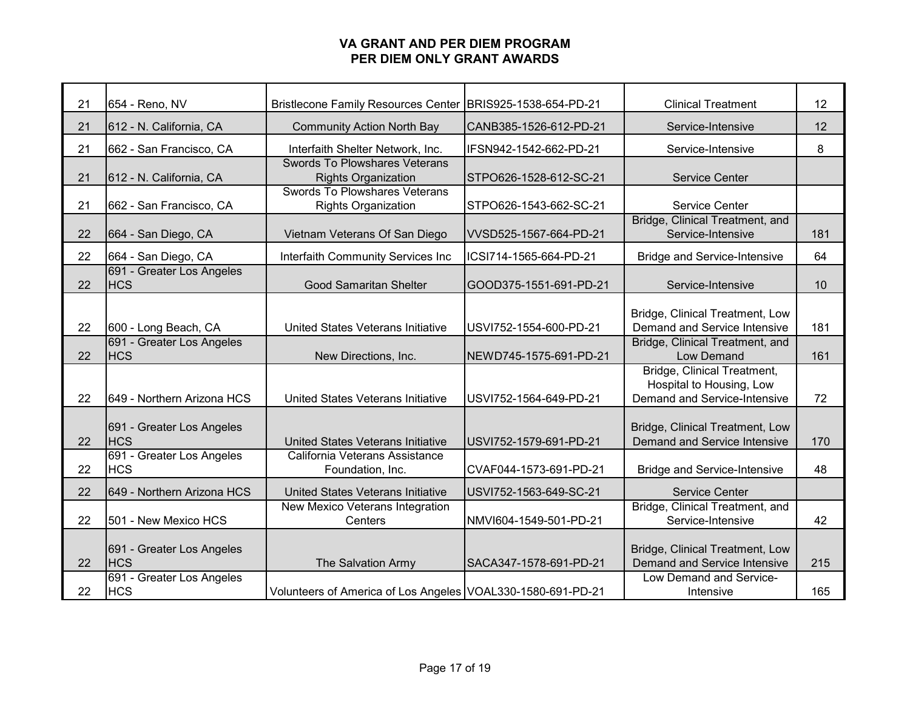# VA GRANT AND PER DIEM PROGRAM
# PER DIEM ONLY GRANT AWARDS

| | | | | | |
|---|---|---|---|---|---|
| 21 | 654 - Reno, NV | Bristlecone Family Resources Center | BRIS925-1538-654-PD-21 | Clinical Treatment | 12 |
| 21 | 612 - N. California, CA | Community Action North Bay | CANB385-1526-612-PD-21 | Service-Intensive | 12 |
| 21 | 662 - San Francisco, CA | Interfaith Shelter Network, Inc. | IFSN942-1542-662-PD-21 | Service-Intensive | 8 |
| 21 | 612 - N. California, CA | Swords To Plowshares Veterans Rights Organization | STPO626-1528-612-SC-21 | Service Center | |
| 21 | 662 - San Francisco, CA | Swords To Plowshares Veterans Rights Organization | STPO626-1543-662-SC-21 | Service Center | |
| 22 | 664 - San Diego, CA | Vietnam Veterans Of San Diego | VVSD525-1567-664-PD-21 | Bridge, Clinical Treatment, and Service-Intensive | 181 |
| 22 | 664 - San Diego, CA | Interfaith Community Services Inc | ICSI714-1565-664-PD-21 | Bridge and Service-Intensive | 64 |
| 22 | 691 - Greater Los Angeles HCS | Good Samaritan Shelter | GOOD375-1551-691-PD-21 | Service-Intensive | 10 |
| 22 | 600 - Long Beach, CA | United States Veterans Initiative | USVI752-1554-600-PD-21 | Bridge, Clinical Treatment, Low Demand and Service Intensive | 181 |
| 22 | 691 - Greater Los Angeles HCS | New Directions, Inc. | NEWD745-1575-691-PD-21 | Bridge, Clinical Treatment, and Low Demand | 161 |
| 22 | 649 - Northern Arizona HCS | United States Veterans Initiative | USVI752-1564-649-PD-21 | Bridge, Clinical Treatment, Hospital to Housing, Low Demand and Service-Intensive | 72 |
| 22 | 691 - Greater Los Angeles HCS | United States Veterans Initiative | USVI752-1579-691-PD-21 | Bridge, Clinical Treatment, Low Demand and Service Intensive | 170 |
| 22 | 691 - Greater Los Angeles HCS | California Veterans Assistance Foundation, Inc. | CVAF044-1573-691-PD-21 | Bridge and Service-Intensive | 48 |
| 22 | 649 - Northern Arizona HCS | United States Veterans Initiative | USVI752-1563-649-SC-21 | Service Center | |
| 22 | 501 - New Mexico HCS | New Mexico Veterans Integration Centers | NMVI604-1549-501-PD-21 | Bridge, Clinical Treatment, and Service-Intensive | 42 |
| 22 | 691 - Greater Los Angeles HCS | The Salvation Army | SACA347-1578-691-PD-21 | Bridge, Clinical Treatment, Low Demand and Service Intensive | 215 |
| 22 | 691 - Greater Los Angeles HCS | Volunteers of America of Los Angeles | VOAL330-1580-691-PD-21 | Low Demand and Service-Intensive | 165 |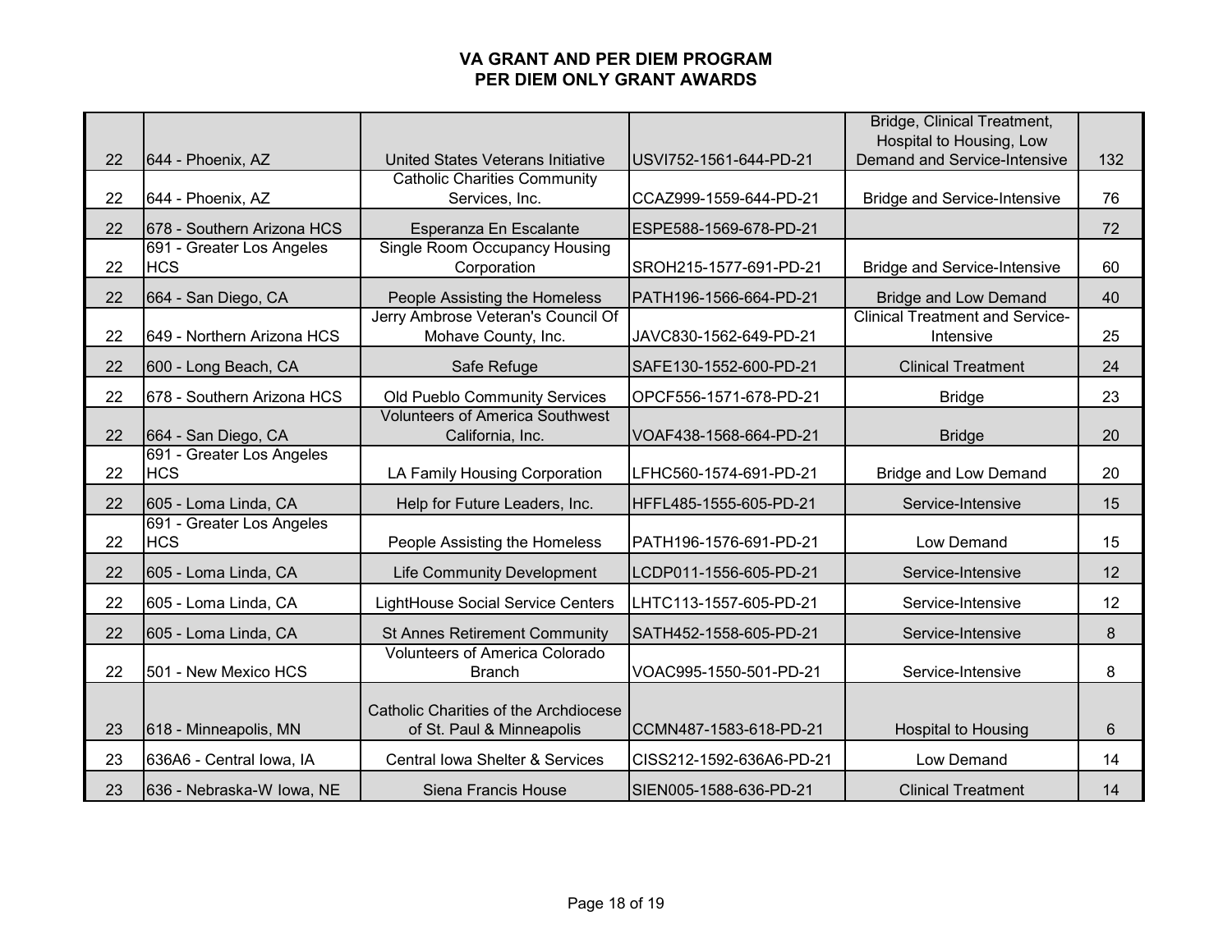# VA GRANT AND PER DIEM PROGRAM
## PER DIEM ONLY GRANT AWARDS

| | | | | | |
|---|---|---|---|---|---|
| 22 | 644 - Phoenix, AZ | United States Veterans Initiative | USVI752-1561-644-PD-21 | Bridge, Clinical Treatment, Hospital to Housing, Low Demand and Service-Intensive | 132 |
| 22 | 644 - Phoenix, AZ | Catholic Charities Community Services, Inc. | CCAZ999-1559-644-PD-21 | Bridge and Service-Intensive | 76 |
| 22 | 678 - Southern Arizona HCS | Esperanza En Escalante | ESPE588-1569-678-PD-21 | | 72 |
| 22 | 691 - Greater Los Angeles HCS | Single Room Occupancy Housing Corporation | SROH215-1577-691-PD-21 | Bridge and Service-Intensive | 60 |
| 22 | 664 - San Diego, CA | People Assisting the Homeless | PATH196-1566-664-PD-21 | Bridge and Low Demand | 40 |
| 22 | 649 - Northern Arizona HCS | Jerry Ambrose Veteran's Council Of Mohave County, Inc. | JAVC830-1562-649-PD-21 | Clinical Treatment and Service-Intensive | 25 |
| 22 | 600 - Long Beach, CA | Safe Refuge | SAFE130-1552-600-PD-21 | Clinical Treatment | 24 |
| 22 | 678 - Southern Arizona HCS | Old Pueblo Community Services | OPCF556-1571-678-PD-21 | Bridge | 23 |
| 22 | 664 - San Diego, CA | Volunteers of America Southwest California, Inc. | VOAF438-1568-664-PD-21 | Bridge | 20 |
| 22 | 691 - Greater Los Angeles HCS | LA Family Housing Corporation | LFHC560-1574-691-PD-21 | Bridge and Low Demand | 20 |
| 22 | 605 - Loma Linda, CA | Help for Future Leaders, Inc. | HFFL485-1555-605-PD-21 | Service-Intensive | 15 |
| 22 | 691 - Greater Los Angeles HCS | People Assisting the Homeless | PATH196-1576-691-PD-21 | Low Demand | 15 |
| 22 | 605 - Loma Linda, CA | Life Community Development | LCDP011-1556-605-PD-21 | Service-Intensive | 12 |
| 22 | 605 - Loma Linda, CA | LightHouse Social Service Centers | LHTC113-1557-605-PD-21 | Service-Intensive | 12 |
| 22 | 605 - Loma Linda, CA | St Annes Retirement Community | SATH452-1558-605-PD-21 | Service-Intensive | 8 |
| 22 | 501 - New Mexico HCS | Volunteers of America Colorado Branch | VOAC995-1550-501-PD-21 | Service-Intensive | 8 |
| 23 | 618 - Minneapolis, MN | Catholic Charities of the Archdiocese of St. Paul & Minneapolis | CCMN487-1583-618-PD-21 | Hospital to Housing | 6 |
| 23 | 636A6 - Central Iowa, IA | Central Iowa Shelter & Services | CISS212-1592-636A6-PD-21 | Low Demand | 14 |
| 23 | 636 - Nebraska-W Iowa, NE | Siena Francis House | SIEN005-1588-636-PD-21 | Clinical Treatment | 14 |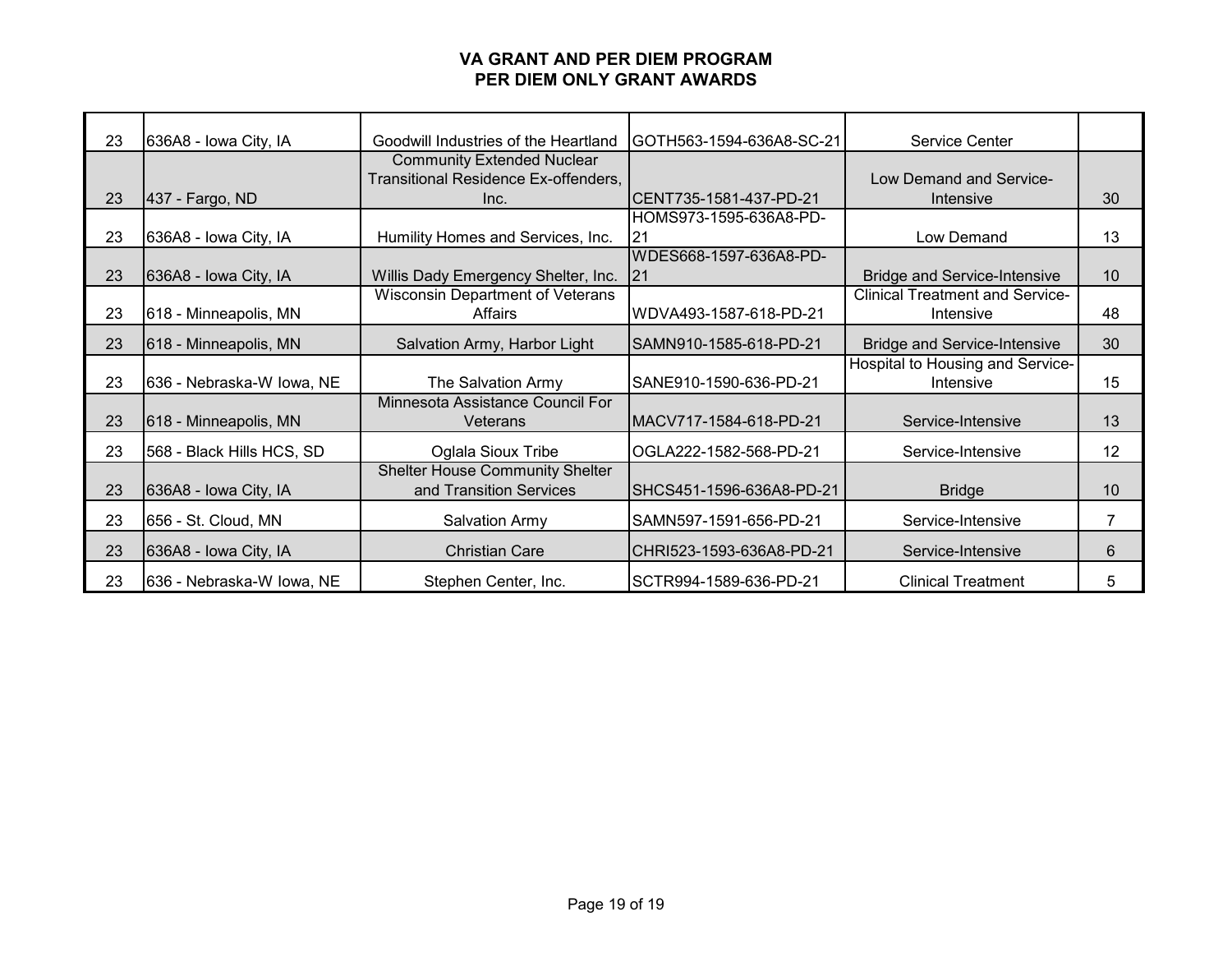# VA GRANT AND PER DIEM PROGRAM
# PER DIEM ONLY GRANT AWARDS

| | | | | | |
|---|---|---|---|---|---|
| 23 | 636A8 - Iowa City, IA | Goodwill Industries of the Heartland | GOTH563-1594-636A8-SC-21 | Service Center | |
| 23 | 437 - Fargo, ND | Community Extended Nuclear Transitional Residence Ex-offenders, Inc. | CENT735-1581-437-PD-21 | Low Demand and Service-Intensive | 30 |
| 23 | 636A8 - Iowa City, IA | Humility Homes and Services, Inc. | HOMS973-1595-636A8-PD-21 | Low Demand | 13 |
| 23 | 636A8 - Iowa City, IA | Willis Dady Emergency Shelter, Inc. | WDES668-1597-636A8-PD-21 | Bridge and Service-Intensive | 10 |
| 23 | 618 - Minneapolis, MN | Wisconsin Department of Veterans Affairs | WDVA493-1587-618-PD-21 | Clinical Treatment and Service-Intensive | 48 |
| 23 | 618 - Minneapolis, MN | Salvation Army, Harbor Light | SAMN910-1585-618-PD-21 | Bridge and Service-Intensive | 30 |
| 23 | 636 - Nebraska-W Iowa, NE | The Salvation Army | SANE910-1590-636-PD-21 | Hospital to Housing and Service-Intensive | 15 |
| 23 | 618 - Minneapolis, MN | Minnesota Assistance Council For Veterans | MACV717-1584-618-PD-21 | Service-Intensive | 13 |
| 23 | 568 - Black Hills HCS, SD | Oglala Sioux Tribe | OGLA222-1582-568-PD-21 | Service-Intensive | 12 |
| 23 | 636A8 - Iowa City, IA | Shelter House Community Shelter and Transition Services | SHCS451-1596-636A8-PD-21 | Bridge | 10 |
| 23 | 656 - St. Cloud, MN | Salvation Army | SAMN597-1591-656-PD-21 | Service-Intensive | 7 |
| 23 | 636A8 - Iowa City, IA | Christian Care | CHRI523-1593-636A8-PD-21 | Service-Intensive | 6 |
| 23 | 636 - Nebraska-W Iowa, NE | Stephen Center, Inc. | SCTR994-1589-636-PD-21 | Clinical Treatment | 5 |